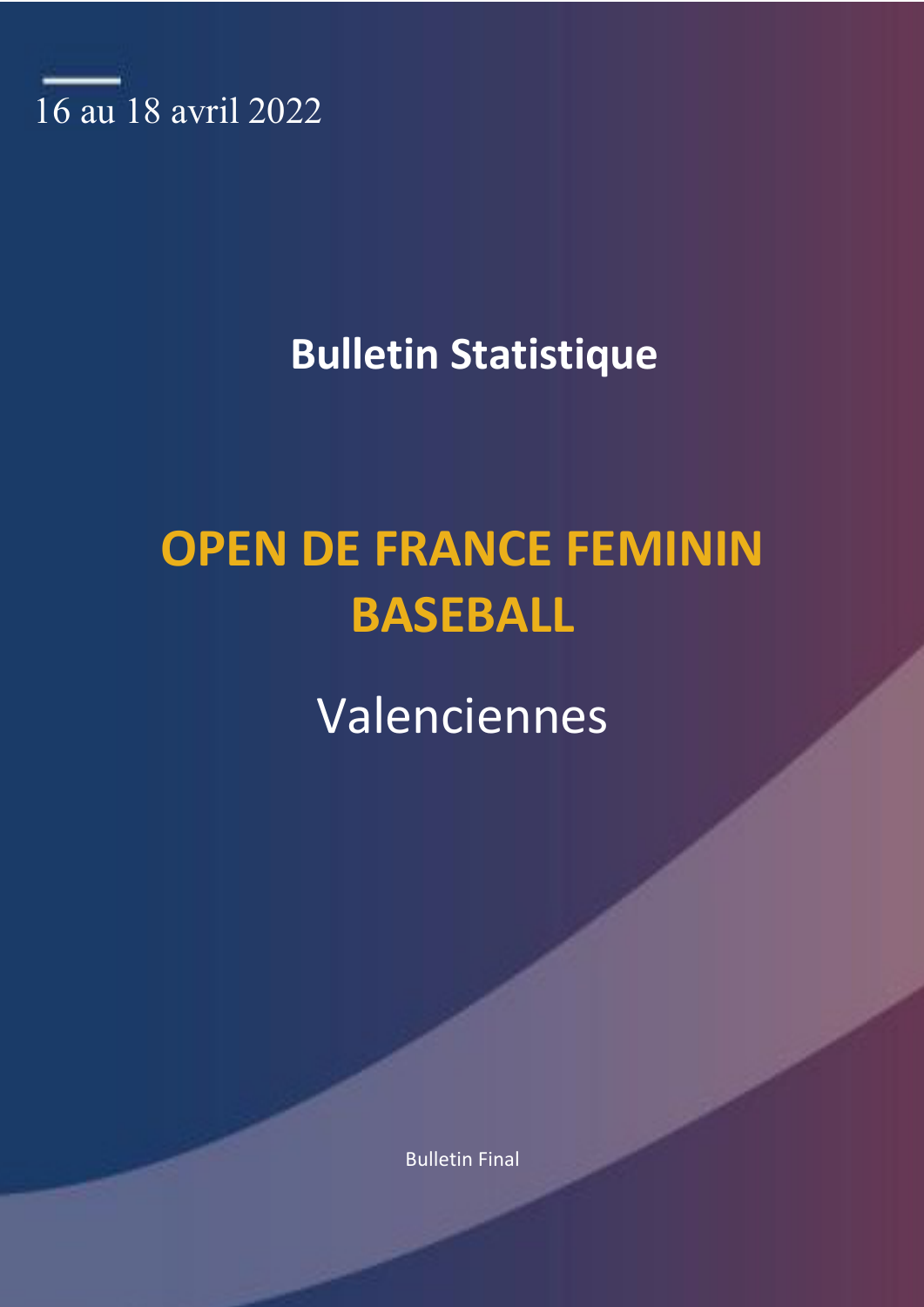16 au 18 avril 2022

## Bulletin Statistique

# OPEN DE FRANCE FEMININ BASEBALL

## Valenciennes

Bulletin Final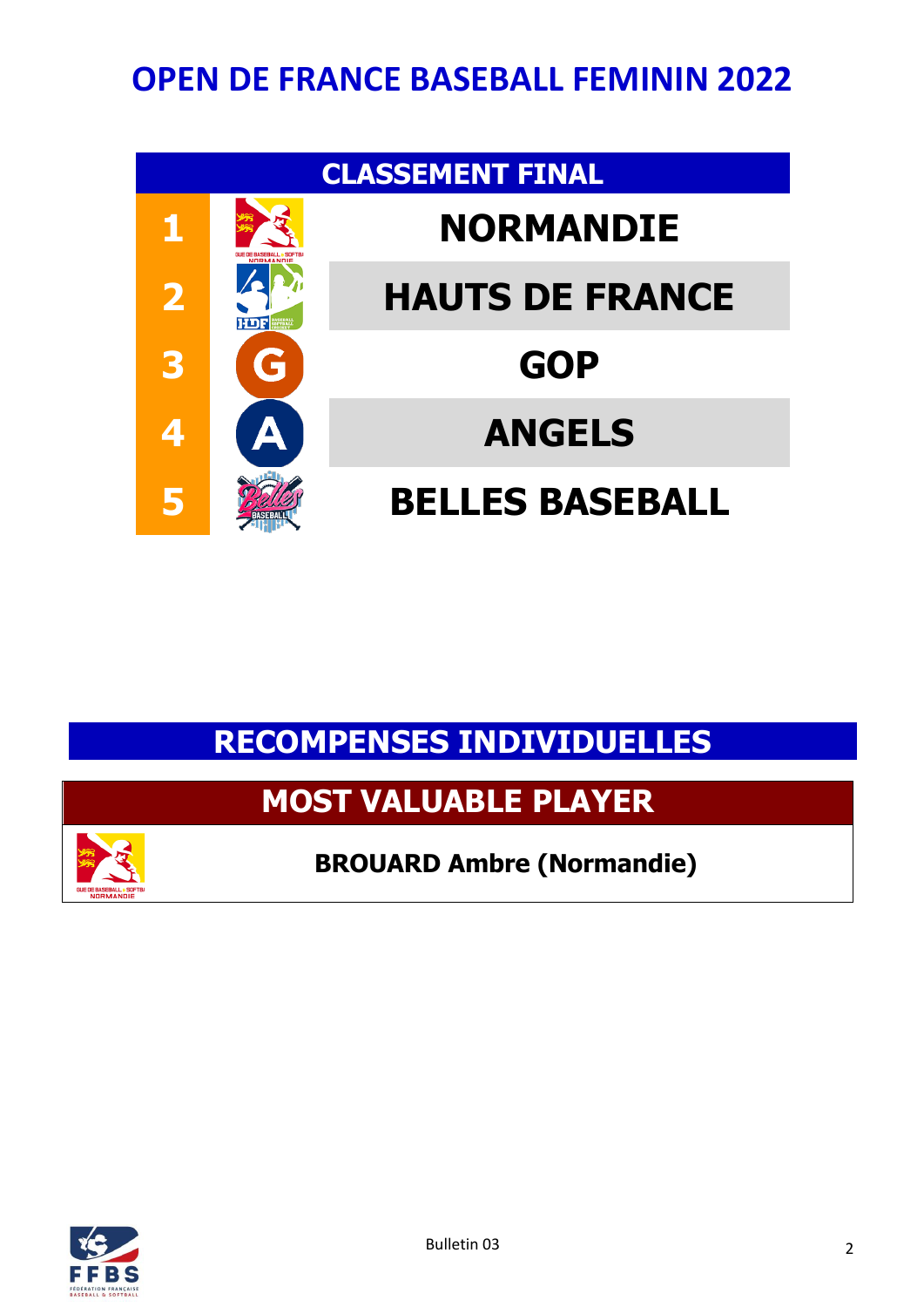# OPEN DE FRANCE BASEBALL FEMININ 2022

## CLASSEMENT FINAL

| | |
|---|---|
| 1 | NORMANDIE |
| 2 | HAUTS DE FRANCE |
| 3 | GOP |
| 4 | ANGELS |
| 5 | BELLES BASEBALL |

## RECOMPENSES INDIVIDUELLES

### MOST VALUABLE PLAYER

**BROUARD Ambre (Normandie)**

Bulletin 03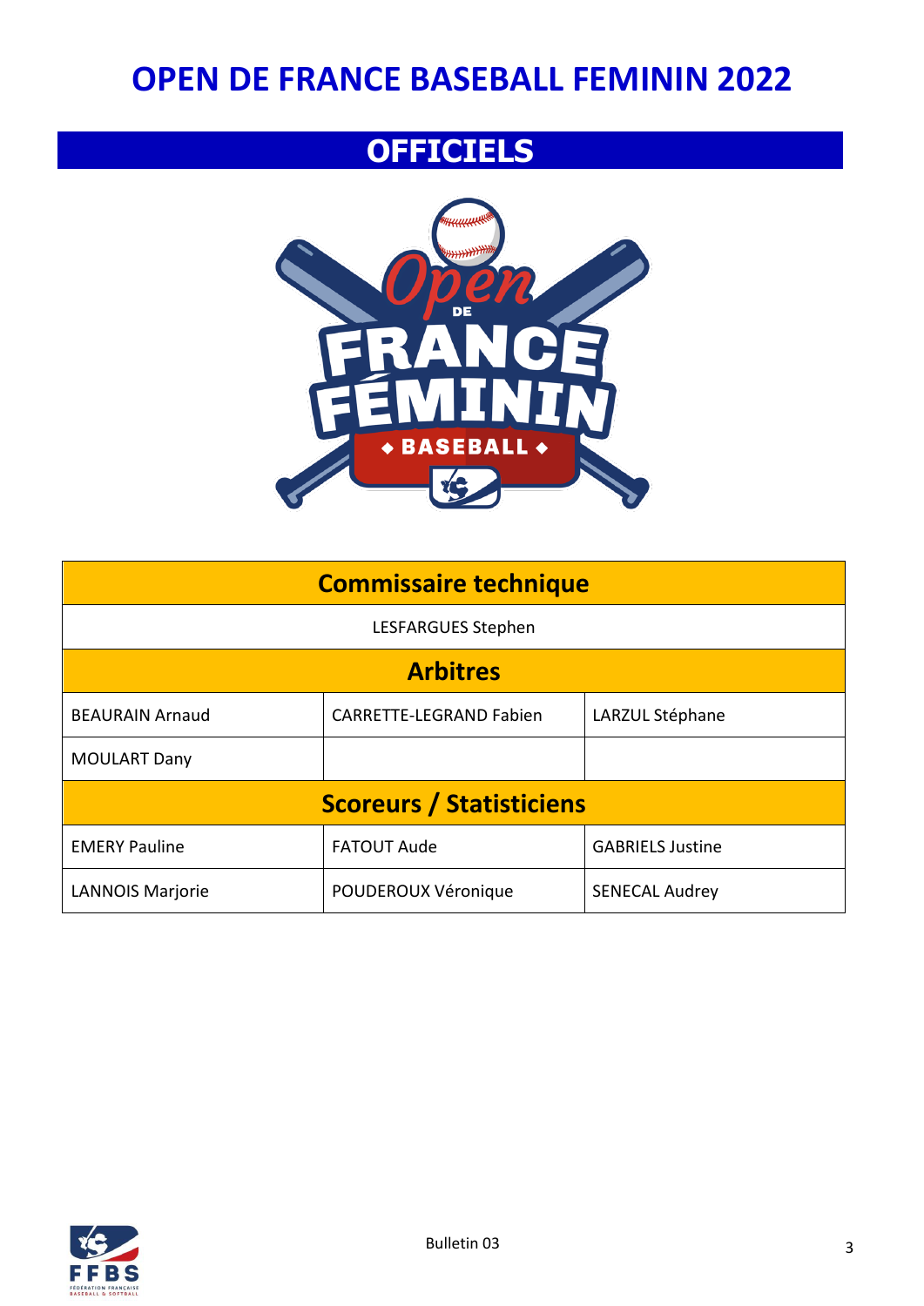# OPEN DE FRANCE BASEBALL FEMININ 2022

## OFFICIELS

| | | |
|---|---|---|
| **Commissaire technique** | | |
| LESFARGUES Stephen | | |
| **Arbitres** | | |
| BEAURAIN Arnaud | CARRETTE-LEGRAND Fabien | LARZUL Stéphane |
| MOULART Dany | | |
| **Scoreurs / Statisticiens** | | |
| EMERY Pauline | FATOUT Aude | GABRIELS Justine |
| LANNOIS Marjorie | POUDEROUX Véronique | SENECAL Audrey |

Bulletin 03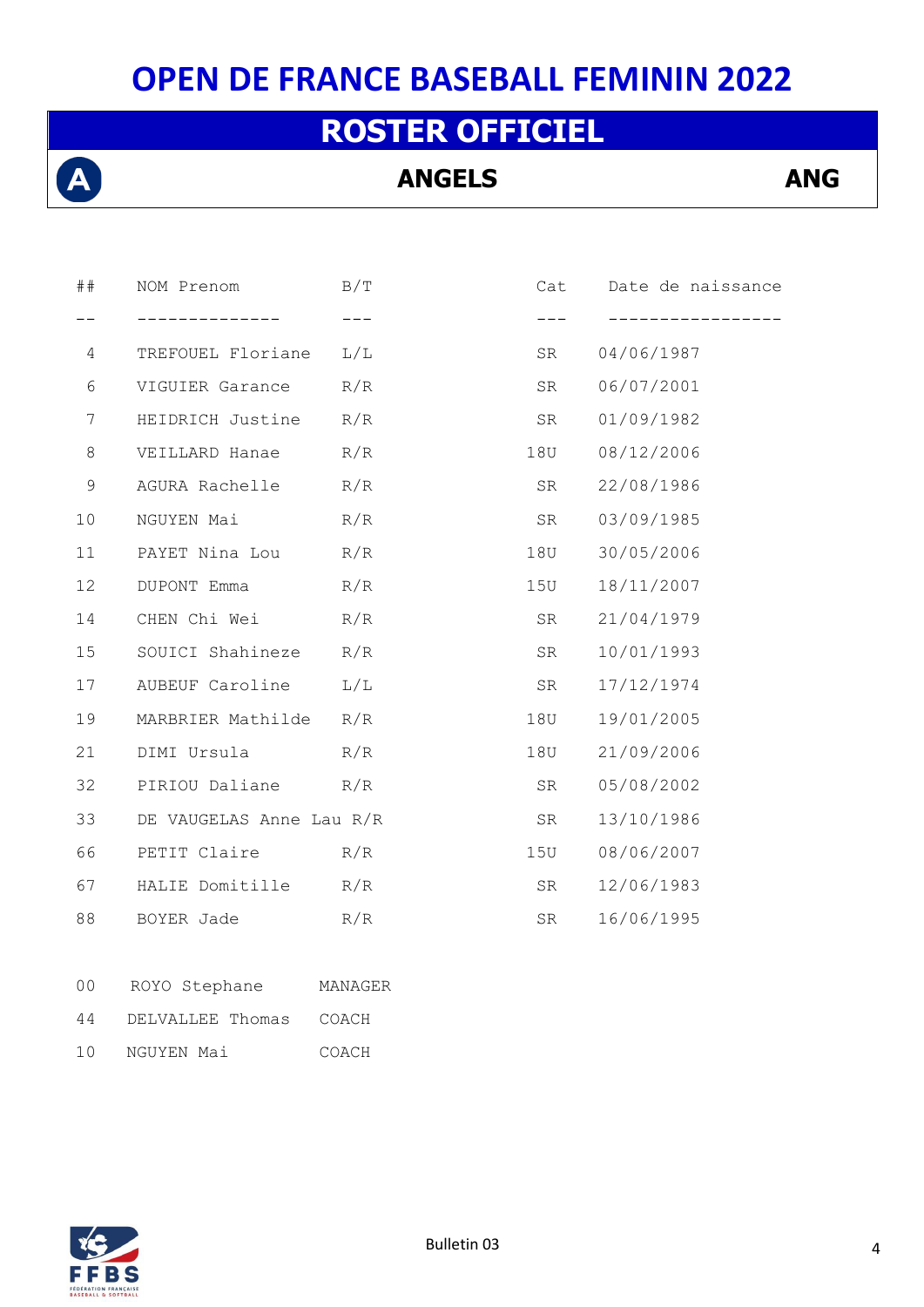# OPEN DE FRANCE BASEBALL FEMININ 2022

## ROSTER OFFICIEL

**A** **ANGELS** **ANG**

| ## | NOM Prenom | B/T | Cat | Date de naissance |
|---|---|---|---|---|
| 4 | TREFOUEL Floriane | L/L | SR | 04/06/1987 |
| 6 | VIGUIER Garance | R/R | SR | 06/07/2001 |
| 7 | HEIDRICH Justine | R/R | SR | 01/09/1982 |
| 8 | VEILLARD Hanae | R/R | 18U | 08/12/2006 |
| 9 | AGURA Rachelle | R/R | SR | 22/08/1986 |
| 10 | NGUYEN Mai | R/R | SR | 03/09/1985 |
| 11 | PAYET Nina Lou | R/R | 18U | 30/05/2006 |
| 12 | DUPONT Emma | R/R | 15U | 18/11/2007 |
| 14 | CHEN Chi Wei | R/R | SR | 21/04/1979 |
| 15 | SOUICI Shahineze | R/R | SR | 10/01/1993 |
| 17 | AUBEUF Caroline | L/L | SR | 17/12/1974 |
| 19 | MARBRIER Mathilde | R/R | 18U | 19/01/2005 |
| 21 | DIMI Ursula | R/R | 18U | 21/09/2006 |
| 32 | PIRIOU Daliane | R/R | SR | 05/08/2002 |
| 33 | DE VAUGELAS Anne Lau | R/R | SR | 13/10/1986 |
| 66 | PETIT Claire | R/R | 15U | 08/06/2007 |
| 67 | HALIE Domitille | R/R | SR | 12/06/1983 |
| 88 | BOYER Jade | R/R | SR | 16/06/1995 |

| | | |
|---|---|---|
| 00 | ROYO Stephane | MANAGER |
| 44 | DELVALLEE Thomas | COACH |
| 10 | NGUYEN Mai | COACH |

Bulletin 03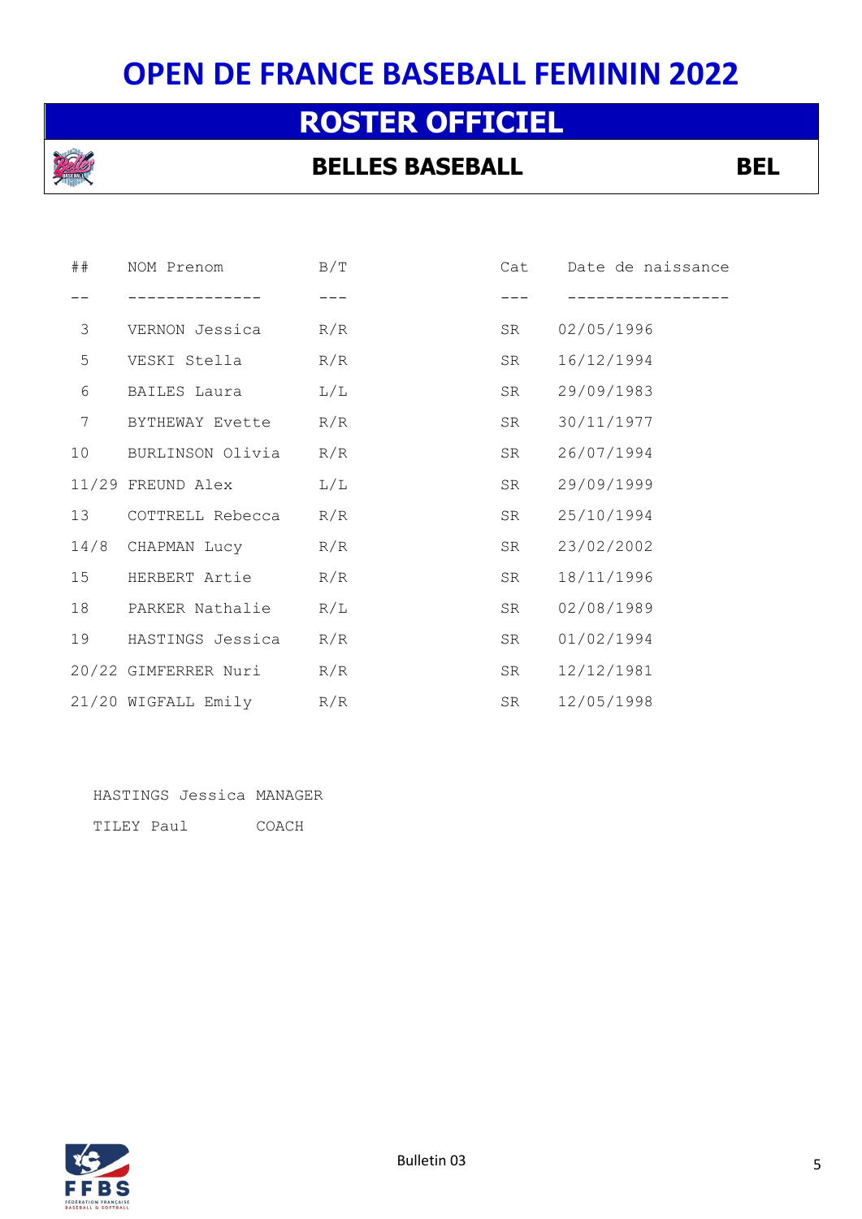# OPEN DE FRANCE BASEBALL FEMININ 2022

## ROSTER OFFICIEL

### BELLES BASEBALL BEL

| ## | NOM Prenom | B/T | Cat | Date de naissance |
|---|---|---|---|---|
| 3 | VERNON Jessica | R/R | SR | 02/05/1996 |
| 5 | VESKI Stella | R/R | SR | 16/12/1994 |
| 6 | BAILES Laura | L/L | SR | 29/09/1983 |
| 7 | BYTHEWAY Evette | R/R | SR | 30/11/1977 |
| 10 | BURLINSON Olivia | R/R | SR | 26/07/1994 |
| 11/29 | FREUND Alex | L/L | SR | 29/09/1999 |
| 13 | COTTRELL Rebecca | R/R | SR | 25/10/1994 |
| 14/8 | CHAPMAN Lucy | R/R | SR | 23/02/2002 |
| 15 | HERBERT Artie | R/R | SR | 18/11/1996 |
| 18 | PARKER Nathalie | R/L | SR | 02/08/1989 |
| 19 | HASTINGS Jessica | R/R | SR | 01/02/1994 |
| 20/22 | GIMFERRER Nuri | R/R | SR | 12/12/1981 |
| 21/20 | WIGFALL Emily | R/R | SR | 12/05/1998 |

HASTINGS Jessica MANAGER

TILEY Paul COACH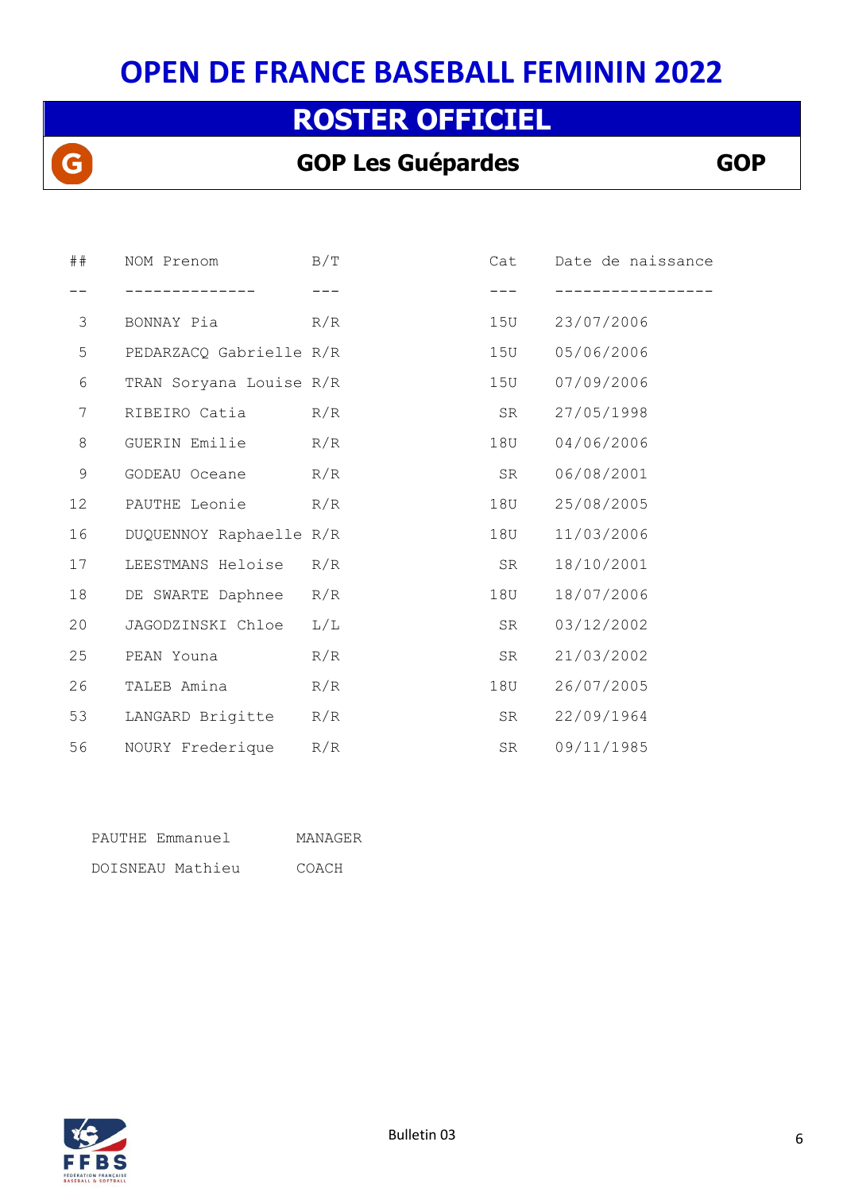# OPEN DE FRANCE BASEBALL FEMININ 2022

## ROSTER OFFICIEL

### GOP Les Guépardes GOP

| ## | NOM Prenom | B/T | Cat | Date de naissance |
| --- | --- | --- | --- | --- |
| 3 | BONNAY Pia | R/R | 15U | 23/07/2006 |
| 5 | PEDARZACQ Gabrielle | R/R | 15U | 05/06/2006 |
| 6 | TRAN Soryana Louise | R/R | 15U | 07/09/2006 |
| 7 | RIBEIRO Catia | R/R | SR | 27/05/1998 |
| 8 | GUERIN Emilie | R/R | 18U | 04/06/2006 |
| 9 | GODEAU Oceane | R/R | SR | 06/08/2001 |
| 12 | PAUTHE Leonie | R/R | 18U | 25/08/2005 |
| 16 | DUQUENNOY Raphaelle | R/R | 18U | 11/03/2006 |
| 17 | LEESTMANS Heloise | R/R | SR | 18/10/2001 |
| 18 | DE SWARTE Daphnee | R/R | 18U | 18/07/2006 |
| 20 | JAGODZINSKI Chloe | L/L | SR | 03/12/2002 |
| 25 | PEAN Youna | R/R | SR | 21/03/2002 |
| 26 | TALEB Amina | R/R | 18U | 26/07/2005 |
| 53 | LANGARD Brigitte | R/R | SR | 22/09/1964 |
| 56 | NOURY Frederique | R/R | SR | 09/11/1985 |

| | |
| --- | --- |
| PAUTHE Emmanuel | MANAGER |
| DOISNEAU Mathieu | COACH |

Bulletin 03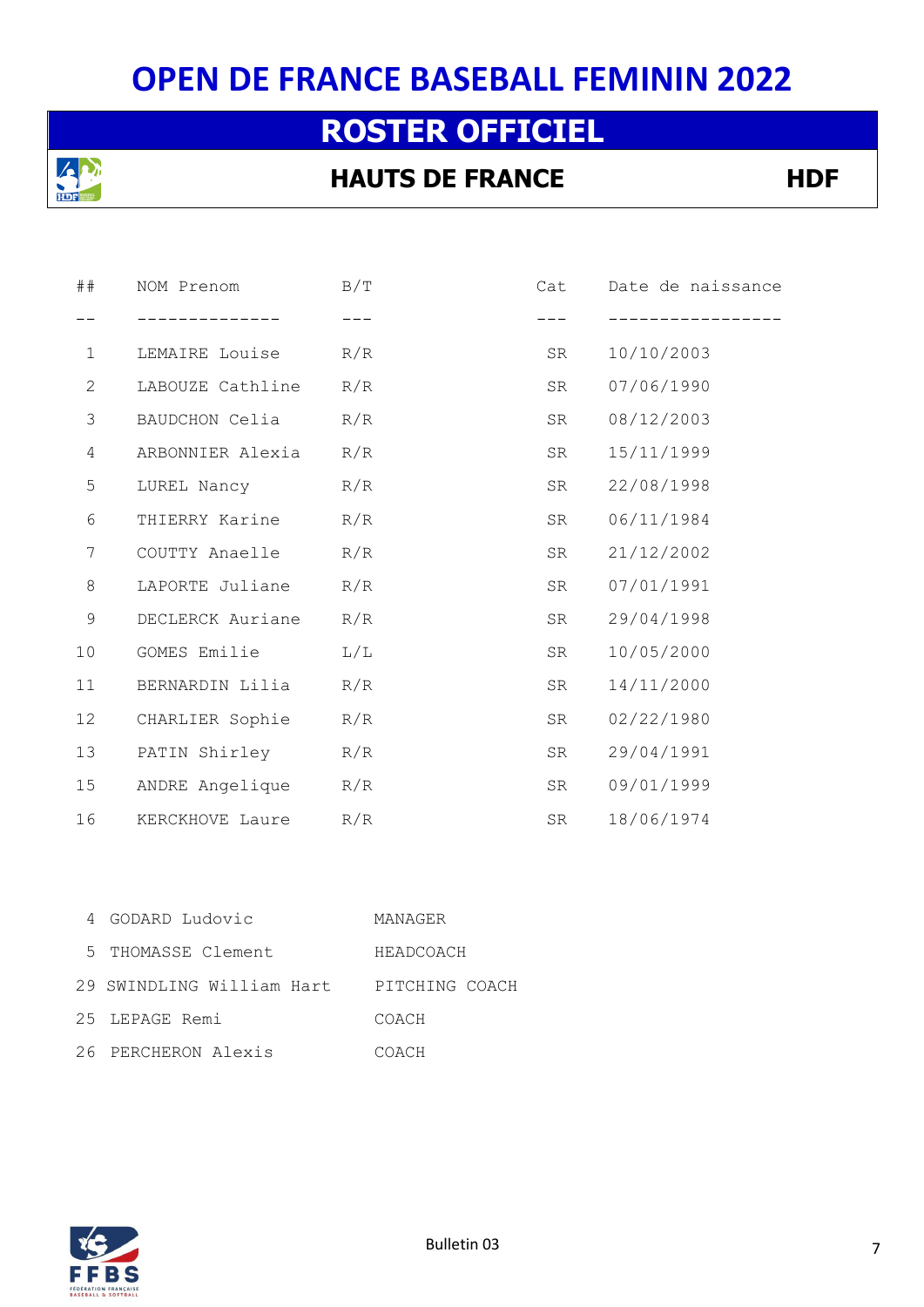# OPEN DE FRANCE BASEBALL FEMININ 2022

## ROSTER OFFICIEL

### HAUTS DE FRANCE HDF

| ## | NOM Prenom | B/T | Cat | Date de naissance |
|---|---|---|---|---|
| 1 | LEMAIRE Louise | R/R | SR | 10/10/2003 |
| 2 | LABOUZE Cathline | R/R | SR | 07/06/1990 |
| 3 | BAUDCHON Celia | R/R | SR | 08/12/2003 |
| 4 | ARBONNIER Alexia | R/R | SR | 15/11/1999 |
| 5 | LUREL Nancy | R/R | SR | 22/08/1998 |
| 6 | THIERRY Karine | R/R | SR | 06/11/1984 |
| 7 | COUTTY Anaelle | R/R | SR | 21/12/2002 |
| 8 | LAPORTE Juliane | R/R | SR | 07/01/1991 |
| 9 | DECLERCK Auriane | R/R | SR | 29/04/1998 |
| 10 | GOMES Emilie | L/L | SR | 10/05/2000 |
| 11 | BERNARDIN Lilia | R/R | SR | 14/11/2000 |
| 12 | CHARLIER Sophie | R/R | SR | 02/22/1980 |
| 13 | PATIN Shirley | R/R | SR | 29/04/1991 |
| 15 | ANDRE Angelique | R/R | SR | 09/01/1999 |
| 16 | KERCKHOVE Laure | R/R | SR | 18/06/1974 |

| | | |
|---|---|---|
| 4 | GODARD Ludovic | MANAGER |
| 5 | THOMASSE Clement | HEADCOACH |
| 29 | SWINDLING William Hart | PITCHING COACH |
| 25 | LEPAGE Remi | COACH |
| 26 | PERCHERON Alexis | COACH |

Bulletin 03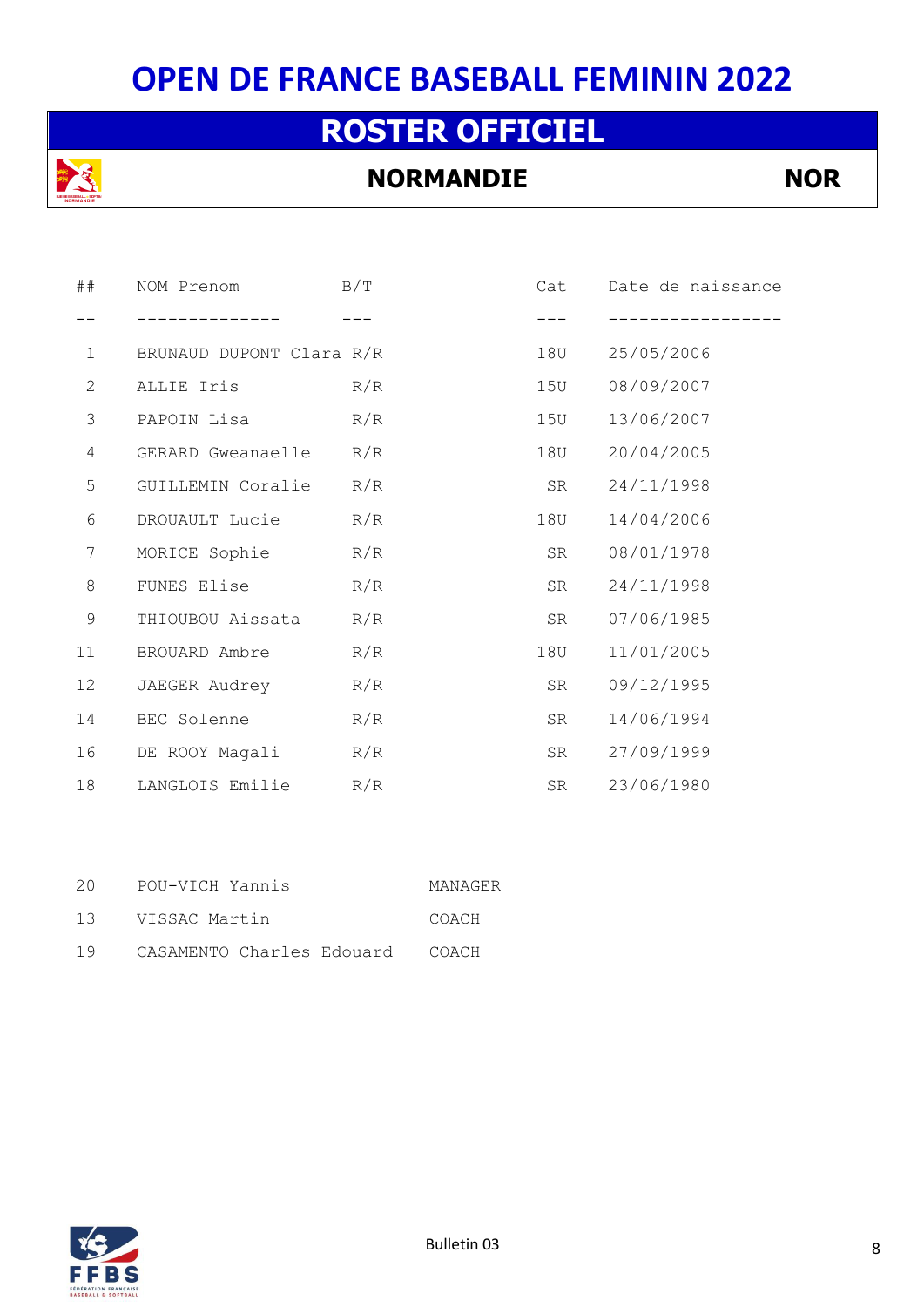# OPEN DE FRANCE BASEBALL FEMININ 2022

## ROSTER OFFICIEL

### NORMANDIE NOR

| ## | NOM Prenom | B/T | Cat | Date de naissance |
|---|---|---|---|---|
| 1 | BRUNAUD DUPONT Clara | R/R | 18U | 25/05/2006 |
| 2 | ALLIE Iris | R/R | 15U | 08/09/2007 |
| 3 | PAPOIN Lisa | R/R | 15U | 13/06/2007 |
| 4 | GERARD Gweanaelle | R/R | 18U | 20/04/2005 |
| 5 | GUILLEMIN Coralie | R/R | SR | 24/11/1998 |
| 6 | DROUAULT Lucie | R/R | 18U | 14/04/2006 |
| 7 | MORICE Sophie | R/R | SR | 08/01/1978 |
| 8 | FUNES Elise | R/R | SR | 24/11/1998 |
| 9 | THIOUBOU Aissata | R/R | SR | 07/06/1985 |
| 11 | BROUARD Ambre | R/R | 18U | 11/01/2005 |
| 12 | JAEGER Audrey | R/R | SR | 09/12/1995 |
| 14 | BEC Solenne | R/R | SR | 14/06/1994 |
| 16 | DE ROOY Magali | R/R | SR | 27/09/1999 |
| 18 | LANGLOIS Emilie | R/R | SR | 23/06/1980 |

| | | |
|---|---|---|
| 20 | POU-VICH Yannis | MANAGER |
| 13 | VISSAC Martin | COACH |
| 19 | CASAMENTO Charles Edouard | COACH |

Bulletin 03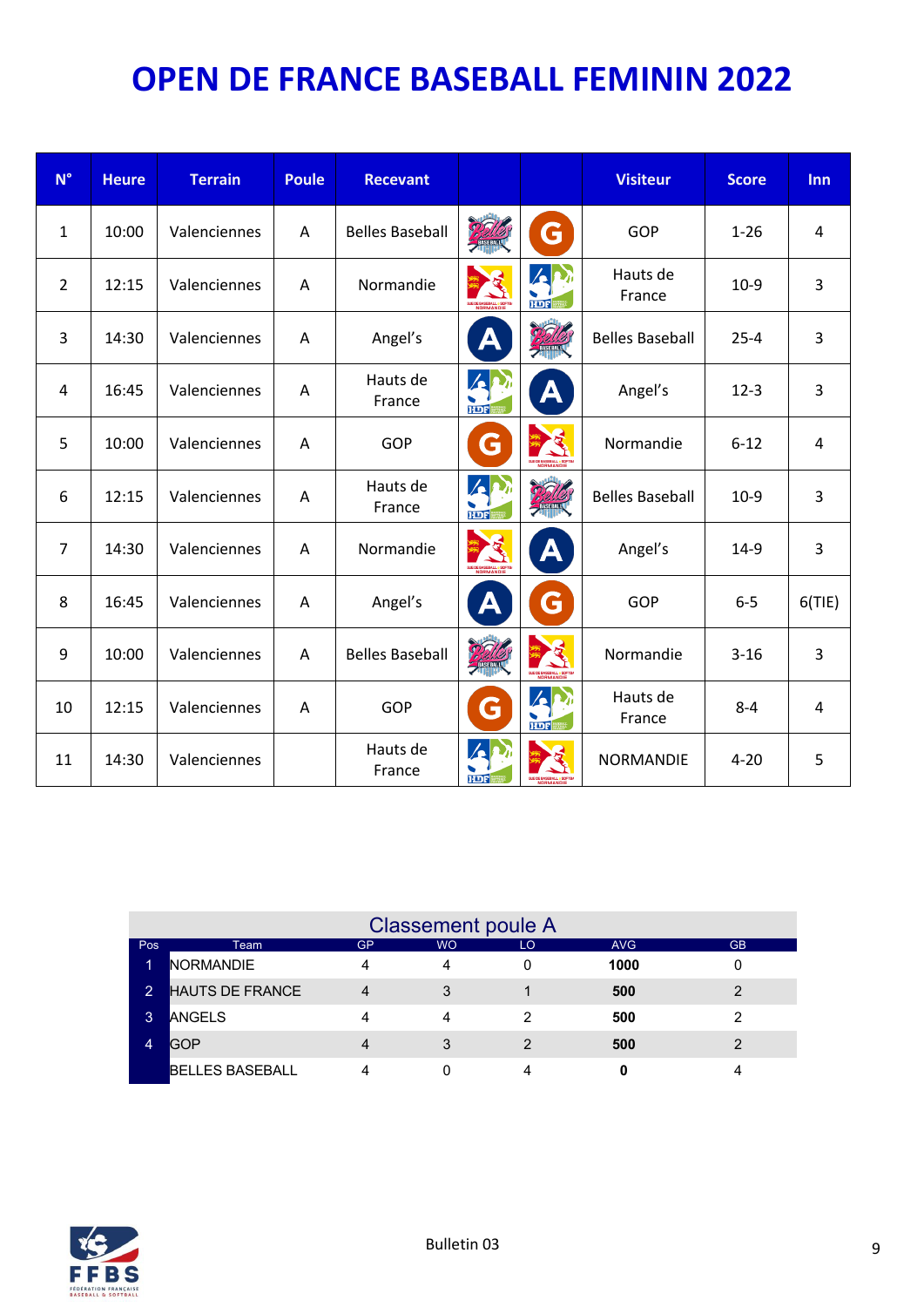# OPEN DE FRANCE BASEBALL FEMININ 2022

| N° | Heure | Terrain | Poule | Recevant | | | Visiteur | Score | Inn |
|---|---|---|---|---|---|---|---|---|---|
| 1 | 10:00 | Valenciennes | A | Belles Baseball | | | GOP | 1-26 | 4 |
| 2 | 12:15 | Valenciennes | A | Normandie | | | Hauts de France | 10-9 | 3 |
| 3 | 14:30 | Valenciennes | A | Angel's | | | Belles Baseball | 25-4 | 3 |
| 4 | 16:45 | Valenciennes | A | Hauts de France | | | Angel's | 12-3 | 3 |
| 5 | 10:00 | Valenciennes | A | GOP | | | Normandie | 6-12 | 4 |
| 6 | 12:15 | Valenciennes | A | Hauts de France | | | Belles Baseball | 10-9 | 3 |
| 7 | 14:30 | Valenciennes | A | Normandie | | | Angel's | 14-9 | 3 |
| 8 | 16:45 | Valenciennes | A | Angel's | | | GOP | 6-5 | 6(TIE) |
| 9 | 10:00 | Valenciennes | A | Belles Baseball | | | Normandie | 3-16 | 3 |
| 10 | 12:15 | Valenciennes | A | GOP | | | Hauts de France | 8-4 | 4 |
| 11 | 14:30 | Valenciennes | | Hauts de France | | | NORMANDIE | 4-20 | 5 |

## Classement poule A

| Pos | Team | GP | WO | LO | AVG | GB |
|---|---|---|---|---|---|---|
| 1 | NORMANDIE | 4 | 4 | 0 | **1000** | 0 |
| 2 | HAUTS DE FRANCE | 4 | 3 | 1 | **500** | 2 |
| 3 | ANGELS | 4 | 4 | 2 | **500** | 2 |
| 4 | GOP | 4 | 3 | 2 | **500** | 2 |
| | BELLES BASEBALL | 4 | 0 | 4 | **0** | 4 |

Bulletin 03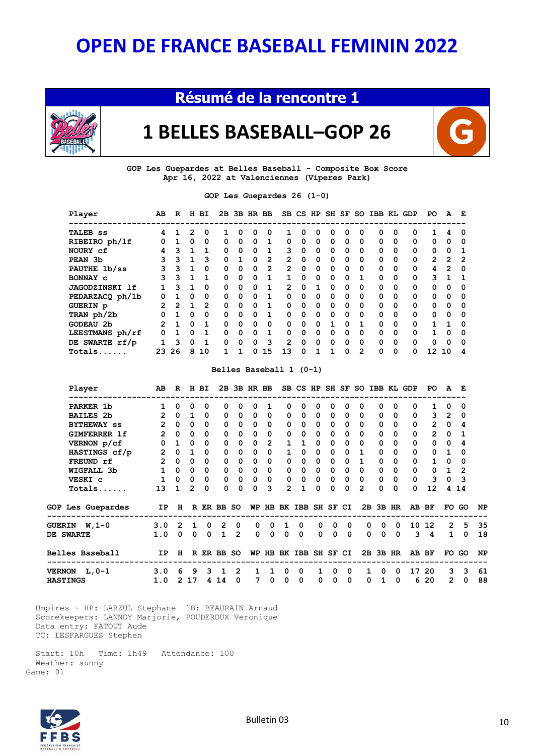# OPEN DE FRANCE BASEBALL FEMININ 2022

## Résumé de la rencontre 1

## 1 BELLES BASEBALL–GOP 26

GOP Les Guepardes at Belles Baseball - Composite Box Score
Apr 16, 2022 at Valenciennes (Viperes Park)

**GOP Les Guepardes 26 (1-0)**

| Player | AB | R | H | BI | 2B | 3B | HR | BB | SB | CS | HP | SH | SF | SO | IBB | KL | GDP | PO | A | E |
|---|---|---|---|---|---|---|---|---|---|---|---|---|---|---|---|---|---|---|---|---|
| TALEB ss | 4 | 1 | 2 | 0 | 1 | 0 | 0 | 0 | 1 | 0 | 0 | 0 | 0 | 0 | 0 | 0 | 0 | 1 | 4 | 0 |
| RIBEIRO ph/lf | 0 | 1 | 0 | 0 | 0 | 0 | 0 | 1 | 0 | 0 | 0 | 0 | 0 | 0 | 0 | 0 | 0 | 0 | 0 | 0 |
| NOURY cf | 4 | 3 | 1 | 1 | 0 | 0 | 0 | 1 | 3 | 0 | 0 | 0 | 0 | 0 | 0 | 0 | 0 | 0 | 0 | 1 |
| PEAN 3b | 3 | 3 | 1 | 3 | 0 | 1 | 0 | 2 | 2 | 0 | 0 | 0 | 0 | 0 | 0 | 0 | 0 | 2 | 2 | 2 |
| PAUTHE 1b/ss | 3 | 3 | 1 | 0 | 0 | 0 | 0 | 2 | 2 | 0 | 0 | 0 | 0 | 0 | 0 | 0 | 0 | 4 | 2 | 0 |
| BONNAY c | 3 | 3 | 1 | 1 | 0 | 0 | 0 | 1 | 1 | 0 | 0 | 0 | 0 | 1 | 0 | 0 | 0 | 3 | 1 | 1 |
| JAGODZINSKI lf | 1 | 3 | 1 | 0 | 0 | 0 | 0 | 1 | 2 | 0 | 1 | 0 | 0 | 0 | 0 | 0 | 0 | 0 | 0 | 0 |
| PEDARZACQ ph/1b | 0 | 1 | 0 | 0 | 0 | 0 | 0 | 1 | 0 | 0 | 0 | 0 | 0 | 0 | 0 | 0 | 0 | 0 | 0 | 0 |
| GUERIN p | 2 | 2 | 1 | 2 | 0 | 0 | 0 | 1 | 0 | 0 | 0 | 0 | 0 | 0 | 0 | 0 | 0 | 0 | 0 | 0 |
| TRAN ph/2b | 0 | 1 | 0 | 0 | 0 | 0 | 0 | 1 | 0 | 0 | 0 | 0 | 0 | 0 | 0 | 0 | 0 | 0 | 0 | 0 |
| GODEAU 2b | 2 | 1 | 0 | 1 | 0 | 0 | 0 | 0 | 0 | 0 | 0 | 1 | 0 | 1 | 0 | 0 | 0 | 1 | 1 | 0 |
| LEESTMANS ph/rf | 0 | 1 | 0 | 1 | 0 | 0 | 0 | 1 | 0 | 0 | 0 | 0 | 0 | 0 | 0 | 0 | 0 | 1 | 0 | 0 |
| DE SWARTE rf/p | 1 | 3 | 0 | 1 | 0 | 0 | 0 | 3 | 2 | 0 | 0 | 0 | 0 | 0 | 0 | 0 | 0 | 0 | 0 | 0 |
| Totals...... | 23 | 26 | 8 | 10 | 1 | 1 | 0 | 15 | 13 | 0 | 1 | 1 | 0 | 2 | 0 | 0 | 0 | 12 | 10 | 4 |

**Belles Baseball 1 (0-1)**

| Player | AB | R | H | BI | 2B | 3B | HR | BB | SB | CS | HP | SH | SF | SO | IBB | KL | GDP | PO | A | E |
|---|---|---|---|---|---|---|---|---|---|---|---|---|---|---|---|---|---|---|---|---|
| PARKER 1b | 1 | 0 | 0 | 0 | 0 | 0 | 0 | 1 | 0 | 0 | 0 | 0 | 0 | 0 | 0 | 0 | 0 | 1 | 0 | 0 |
| BAILES 2b | 2 | 0 | 1 | 0 | 0 | 0 | 0 | 0 | 0 | 0 | 0 | 0 | 0 | 0 | 0 | 0 | 0 | 3 | 2 | 0 |
| BYTHEWAY ss | 2 | 0 | 0 | 0 | 0 | 0 | 0 | 0 | 0 | 0 | 0 | 0 | 0 | 0 | 0 | 0 | 0 | 2 | 0 | 4 |
| GIMFERRER lf | 2 | 0 | 0 | 0 | 0 | 0 | 0 | 0 | 0 | 0 | 0 | 0 | 0 | 0 | 0 | 0 | 0 | 2 | 0 | 1 |
| VERNON p/cf | 0 | 1 | 0 | 0 | 0 | 0 | 0 | 2 | 1 | 1 | 0 | 0 | 0 | 0 | 0 | 0 | 0 | 0 | 0 | 4 |
| HASTINGS cf/p | 2 | 0 | 1 | 0 | 0 | 0 | 0 | 0 | 1 | 0 | 0 | 0 | 0 | 1 | 0 | 0 | 0 | 0 | 1 | 0 |
| FREUND rf | 2 | 0 | 0 | 0 | 0 | 0 | 0 | 0 | 0 | 0 | 0 | 0 | 0 | 1 | 0 | 0 | 0 | 1 | 0 | 0 |
| WIGFALL 3b | 1 | 0 | 0 | 0 | 0 | 0 | 0 | 0 | 0 | 0 | 0 | 0 | 0 | 0 | 0 | 0 | 0 | 0 | 1 | 2 |
| VESKI c | 1 | 0 | 0 | 0 | 0 | 0 | 0 | 0 | 0 | 0 | 0 | 0 | 0 | 0 | 0 | 0 | 0 | 3 | 0 | 3 |
| Totals...... | 13 | 1 | 2 | 0 | 0 | 0 | 0 | 3 | 2 | 1 | 0 | 0 | 0 | 2 | 0 | 0 | 0 | 12 | 4 | 14 |

| GOP Les Guepardes | IP | H | R | ER | BB | SO | WP | HB | BK | IBB | SH | SF | CI | 2B | 3B | HR | AB | BF | FO | GO | NP |
|---|---|---|---|---|---|---|---|---|---|---|---|---|---|---|---|---|---|---|---|---|---|
| GUERIN W,1-0 | 3.0 | 2 | 1 | 0 | 2 | 0 | 0 | 0 | 1 | 0 | 0 | 0 | 0 | 0 | 0 | 0 | 10 | 12 | 2 | 5 | 35 |
| DE SWARTE | 1.0 | 0 | 0 | 0 | 1 | 2 | 0 | 0 | 0 | 0 | 0 | 0 | 0 | 0 | 0 | 0 | 3 | 4 | 1 | 0 | 18 |

| Belles Baseball | IP | H | R | ER | BB | SO | WP | HB | BK | IBB | SH | SF | CI | 2B | 3B | HR | AB | BF | FO | GO | NP |
|---|---|---|---|---|---|---|---|---|---|---|---|---|---|---|---|---|---|---|---|---|---|
| VERNON L,0-1 | 3.0 | 6 | 9 | 3 | 1 | 2 | 1 | 1 | 0 | 0 | 1 | 0 | 0 | 1 | 0 | 0 | 17 | 20 | 3 | 3 | 61 |
| HASTINGS | 1.0 | 2 | 17 | 4 | 14 | 0 | 7 | 0 | 0 | 0 | 0 | 0 | 0 | 0 | 1 | 0 | 6 | 20 | 2 | 0 | 88 |

Umpires - HP: LARZUL Stephane 1B: BEAURAIN Arnaud
Scorekeepers: LANNOY Marjorie, POUDEROUX Veronique
Data entry: FATOUT Aude
TC: LESFARGUES Stephen

Start: 10h Time: 1h49 Attendance: 100
Weather: sunny
Game: 01

Bulletin 03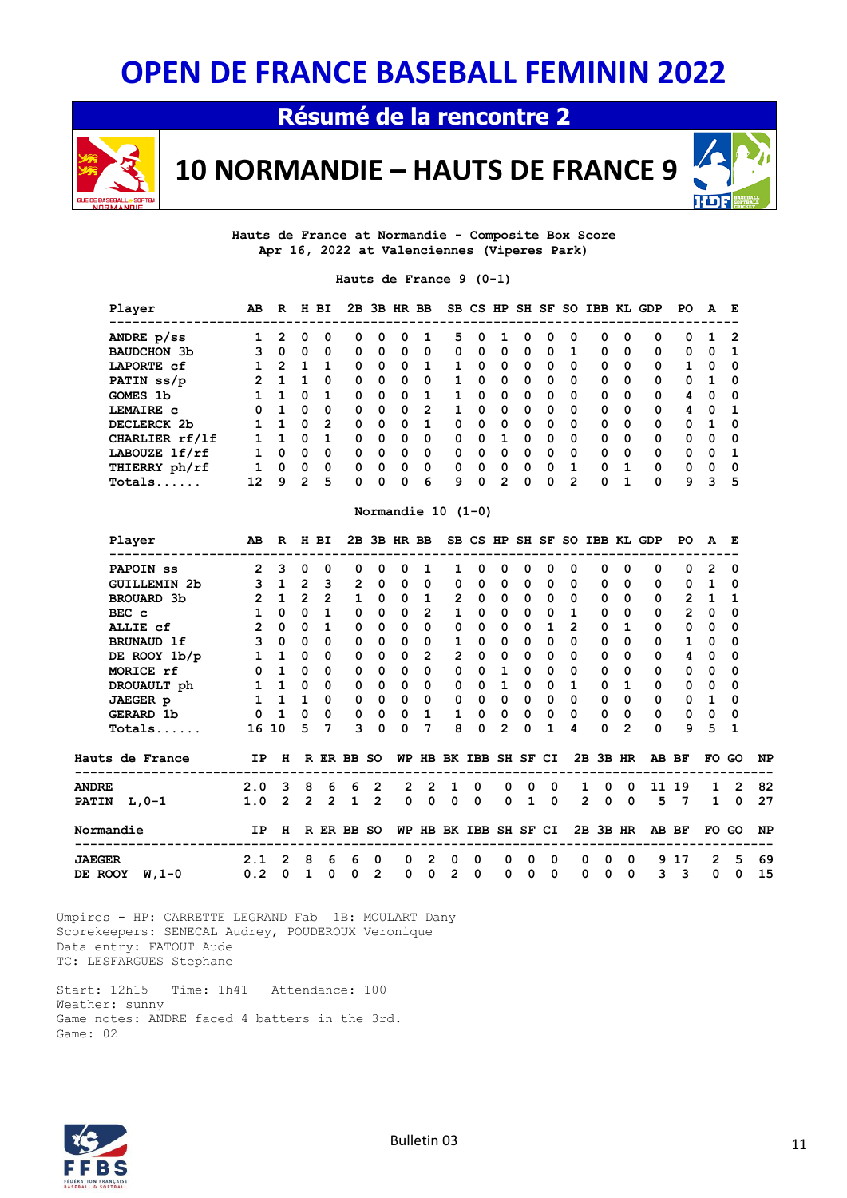# OPEN DE FRANCE BASEBALL FEMININ 2022

## Résumé de la rencontre 2

## 10 NORMANDIE – HAUTS DE FRANCE 9

Hauts de France at Normandie - Composite Box Score
Apr 16, 2022 at Valenciennes (Viperes Park)

### Hauts de France 9 (0-1)

| Player | AB | R | H | BI | 2B | 3B | HR | BB | SB | CS | HP | SH | SF | SO | IBB | KL | GDP | PO | A | E |
|---|---|---|---|---|---|---|---|---|---|---|---|---|---|---|---|---|---|---|---|---|
| ANDRE p/ss | 1 | 2 | 0 | 0 | 0 | 0 | 0 | 1 | 5 | 0 | 1 | 0 | 0 | 0 | 0 | 0 | 0 | 0 | 1 | 2 |
| BAUDCHON 3b | 3 | 0 | 0 | 0 | 0 | 0 | 0 | 0 | 0 | 0 | 0 | 0 | 0 | 1 | 0 | 0 | 0 | 0 | 0 | 1 |
| LAPORTE cf | 1 | 2 | 1 | 1 | 0 | 0 | 0 | 1 | 1 | 0 | 0 | 0 | 0 | 0 | 0 | 0 | 0 | 1 | 0 | 0 |
| PATIN ss/p | 2 | 1 | 1 | 0 | 0 | 0 | 0 | 0 | 1 | 0 | 0 | 0 | 0 | 0 | 0 | 0 | 0 | 0 | 1 | 0 |
| GOMES 1b | 1 | 1 | 0 | 1 | 0 | 0 | 0 | 1 | 1 | 0 | 0 | 0 | 0 | 0 | 0 | 0 | 0 | 4 | 0 | 0 |
| LEMAIRE c | 0 | 1 | 0 | 0 | 0 | 0 | 0 | 2 | 1 | 0 | 0 | 0 | 0 | 0 | 0 | 0 | 0 | 4 | 0 | 1 |
| DECLERCK 2b | 1 | 1 | 0 | 2 | 0 | 0 | 0 | 1 | 0 | 0 | 0 | 0 | 0 | 0 | 0 | 0 | 0 | 0 | 1 | 0 |
| CHARLIER rf/lf | 1 | 1 | 0 | 1 | 0 | 0 | 0 | 0 | 0 | 0 | 1 | 0 | 0 | 0 | 0 | 0 | 0 | 0 | 0 | 0 |
| LABOUZE lf/rf | 1 | 0 | 0 | 0 | 0 | 0 | 0 | 0 | 0 | 0 | 0 | 0 | 0 | 0 | 0 | 0 | 0 | 0 | 0 | 1 |
| THIERRY ph/rf | 1 | 0 | 0 | 0 | 0 | 0 | 0 | 0 | 0 | 0 | 0 | 0 | 0 | 1 | 0 | 1 | 0 | 0 | 0 | 0 |
| Totals...... | 12 | 9 | 2 | 5 | 0 | 0 | 0 | 6 | 9 | 0 | 2 | 0 | 0 | 2 | 0 | 1 | 0 | 9 | 3 | 5 |

### Normandie 10 (1-0)

| Player | AB | R | H | BI | 2B | 3B | HR | BB | SB | CS | HP | SH | SF | SO | IBB | KL | GDP | PO | A | E |
|---|---|---|---|---|---|---|---|---|---|---|---|---|---|---|---|---|---|---|---|---|
| PAPOIN ss | 2 | 3 | 0 | 0 | 0 | 0 | 0 | 1 | 1 | 0 | 0 | 0 | 0 | 0 | 0 | 0 | 0 | 0 | 2 | 0 |
| GUILLEMIN 2b | 3 | 1 | 2 | 3 | 2 | 0 | 0 | 0 | 0 | 0 | 0 | 0 | 0 | 0 | 0 | 0 | 0 | 0 | 1 | 0 |
| BROUARD 3b | 2 | 1 | 2 | 2 | 1 | 0 | 0 | 1 | 2 | 0 | 0 | 0 | 0 | 0 | 0 | 0 | 0 | 2 | 1 | 1 |
| BEC c | 1 | 0 | 0 | 1 | 0 | 0 | 0 | 2 | 1 | 0 | 0 | 0 | 0 | 1 | 0 | 0 | 0 | 2 | 0 | 0 |
| ALLIE cf | 2 | 0 | 0 | 1 | 0 | 0 | 0 | 0 | 0 | 0 | 0 | 0 | 1 | 2 | 0 | 1 | 0 | 0 | 0 | 0 |
| BRUNAUD lf | 3 | 0 | 0 | 0 | 0 | 0 | 0 | 0 | 1 | 0 | 0 | 0 | 0 | 0 | 0 | 0 | 0 | 1 | 0 | 0 |
| DE ROOY 1b/p | 1 | 1 | 0 | 0 | 0 | 0 | 0 | 2 | 2 | 0 | 0 | 0 | 0 | 0 | 0 | 0 | 0 | 4 | 0 | 0 |
| MORICE rf | 0 | 1 | 0 | 0 | 0 | 0 | 0 | 0 | 0 | 0 | 1 | 0 | 0 | 0 | 0 | 0 | 0 | 0 | 0 | 0 |
| DROUAULT ph | 1 | 1 | 0 | 0 | 0 | 0 | 0 | 0 | 0 | 0 | 1 | 0 | 0 | 1 | 0 | 1 | 0 | 0 | 0 | 0 |
| JAEGER p | 1 | 1 | 1 | 0 | 0 | 0 | 0 | 0 | 0 | 0 | 0 | 0 | 0 | 0 | 0 | 0 | 0 | 0 | 1 | 0 |
| GERARD 1b | 0 | 1 | 0 | 0 | 0 | 0 | 0 | 1 | 1 | 0 | 0 | 0 | 0 | 0 | 0 | 0 | 0 | 0 | 0 | 0 |
| Totals...... | 16 | 10 | 5 | 7 | 3 | 0 | 0 | 7 | 8 | 0 | 2 | 0 | 1 | 4 | 0 | 2 | 0 | 9 | 5 | 1 |

| Hauts de France | IP | H | R | ER | BB | SO | WP | HB | BK | IBB | SH | SF | CI | 2B | 3B | HR | AB | BF | FO | GO | NP |
|---|---|---|---|---|---|---|---|---|---|---|---|---|---|---|---|---|---|---|---|---|---|
| ANDRE | 2.0 | 3 | 8 | 6 | 6 | 2 | 2 | 2 | 1 | 0 | 0 | 0 | 0 | 1 | 0 | 0 | 11 | 19 | 1 | 2 | 82 |
| PATIN L,0-1 | 1.0 | 2 | 2 | 2 | 1 | 2 | 0 | 0 | 0 | 0 | 0 | 1 | 0 | 2 | 0 | 0 | 5 | 7 | 1 | 0 | 27 |

| Normandie | IP | H | R | ER | BB | SO | WP | HB | BK | IBB | SH | SF | CI | 2B | 3B | HR | AB | BF | FO | GO | NP |
|---|---|---|---|---|---|---|---|---|---|---|---|---|---|---|---|---|---|---|---|---|---|
| JAEGER | 2.1 | 2 | 8 | 6 | 6 | 0 | 0 | 2 | 0 | 0 | 0 | 0 | 0 | 0 | 0 | 0 | 9 | 17 | 2 | 5 | 69 |
| DE ROOY W,1-0 | 0.2 | 0 | 1 | 0 | 0 | 2 | 0 | 0 | 2 | 0 | 0 | 0 | 0 | 0 | 0 | 0 | 3 | 3 | 0 | 0 | 15 |

Umpires - HP: CARRETTE LEGRAND Fab 1B: MOULART Dany
Scorekeepers: SENECAL Audrey, POUDEROUX Veronique
Data entry: FATOUT Aude
TC: LESFARGUES Stephane

Start: 12h15 Time: 1h41 Attendance: 100
Weather: sunny
Game notes: ANDRE faced 4 batters in the 3rd.
Game: 02

Bulletin 03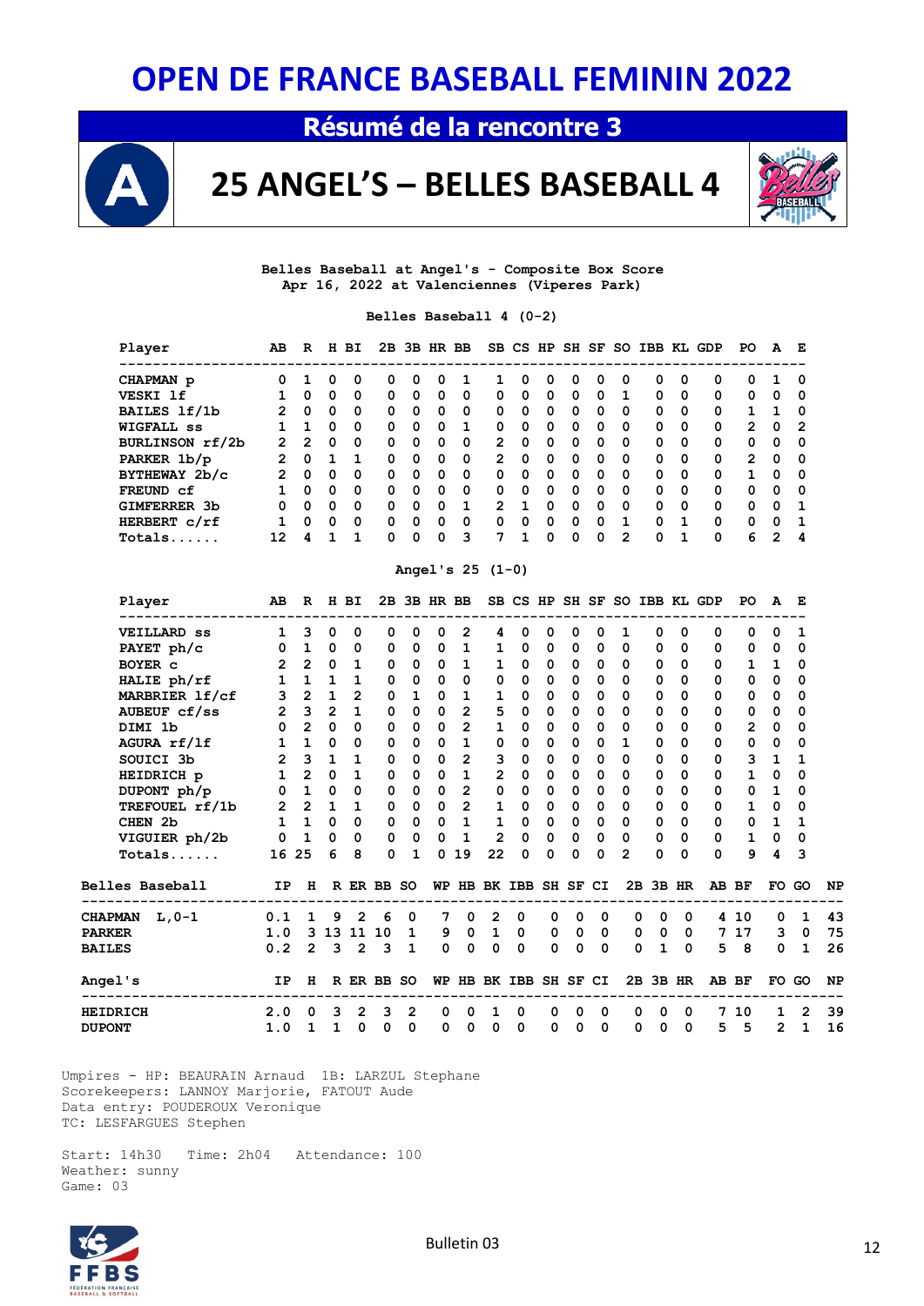# OPEN DE FRANCE BASEBALL FEMININ 2022

## Résumé de la rencontre 3

## 25 ANGEL'S – BELLES BASEBALL 4

Belles Baseball at Angel's - Composite Box Score
Apr 16, 2022 at Valenciennes (Viperes Park)

### Belles Baseball 4 (0-2)

| Player | AB | R | H | BI | 2B | 3B | HR | BB | SB | CS | HP | SH | SF | SO | IBB | KL | GDP | PO | A | E |
|---|---|---|---|---|---|---|---|---|---|---|---|---|---|---|---|---|---|---|---|---|
| CHAPMAN p | 0 | 1 | 0 | 0 | 0 | 0 | 0 | 1 | 1 | 0 | 0 | 0 | 0 | 0 | 0 | 0 | 0 | 0 | 1 | 0 |
| VESKI lf | 1 | 0 | 0 | 0 | 0 | 0 | 0 | 0 | 0 | 0 | 0 | 0 | 0 | 1 | 0 | 0 | 0 | 0 | 0 | 0 |
| BAILES lf/1b | 2 | 0 | 0 | 0 | 0 | 0 | 0 | 0 | 0 | 0 | 0 | 0 | 0 | 0 | 0 | 0 | 0 | 1 | 1 | 0 |
| WIGFALL ss | 1 | 1 | 0 | 0 | 0 | 0 | 0 | 1 | 0 | 0 | 0 | 0 | 0 | 0 | 0 | 0 | 0 | 2 | 0 | 2 |
| BURLINSON rf/2b | 2 | 2 | 0 | 0 | 0 | 0 | 0 | 0 | 0 | 0 | 0 | 0 | 0 | 0 | 0 | 0 | 0 | 0 | 0 | 0 |
| PARKER 1b/p | 2 | 0 | 1 | 1 | 0 | 0 | 0 | 0 | 2 | 0 | 0 | 0 | 0 | 0 | 0 | 0 | 0 | 2 | 0 | 0 |
| BYTHEWAY 2b/c | 2 | 0 | 0 | 0 | 0 | 0 | 0 | 0 | 0 | 0 | 0 | 0 | 0 | 0 | 0 | 0 | 0 | 1 | 0 | 0 |
| FREUND cf | 1 | 0 | 0 | 0 | 0 | 0 | 0 | 0 | 0 | 0 | 0 | 0 | 0 | 0 | 0 | 0 | 0 | 0 | 0 | 0 |
| GIMFERRER 3b | 0 | 0 | 0 | 0 | 0 | 0 | 0 | 1 | 2 | 1 | 0 | 0 | 0 | 0 | 0 | 0 | 0 | 0 | 0 | 1 |
| HERBERT c/rf | 1 | 0 | 0 | 0 | 0 | 0 | 0 | 0 | 0 | 0 | 0 | 0 | 0 | 1 | 0 | 1 | 0 | 0 | 0 | 1 |
| Totals...... | 12 | 4 | 1 | 1 | 0 | 0 | 0 | 3 | 7 | 1 | 0 | 0 | 0 | 2 | 0 | 1 | 0 | 6 | 2 | 4 |

### Angel's 25 (1-0)

| Player | AB | R | H | BI | 2B | 3B | HR | BB | SB | CS | HP | SH | SF | SO | IBB | KL | GDP | PO | A | E |
|---|---|---|---|---|---|---|---|---|---|---|---|---|---|---|---|---|---|---|---|---|
| VEILLARD ss | 1 | 3 | 0 | 0 | 0 | 0 | 0 | 2 | 4 | 0 | 0 | 0 | 0 | 1 | 0 | 0 | 0 | 0 | 0 | 1 |
| PAYET ph/c | 0 | 1 | 0 | 0 | 0 | 0 | 0 | 1 | 1 | 0 | 0 | 0 | 0 | 0 | 0 | 0 | 0 | 0 | 0 | 0 |
| BOYER c | 2 | 2 | 0 | 1 | 0 | 0 | 0 | 1 | 1 | 0 | 0 | 0 | 0 | 0 | 0 | 0 | 0 | 1 | 1 | 0 |
| HALIE ph/rf | 1 | 1 | 1 | 1 | 0 | 0 | 0 | 0 | 0 | 0 | 0 | 0 | 0 | 0 | 0 | 0 | 0 | 0 | 0 | 0 |
| MARBRIER lf/cf | 3 | 2 | 1 | 2 | 0 | 1 | 0 | 1 | 1 | 0 | 0 | 0 | 0 | 0 | 0 | 0 | 0 | 0 | 0 | 0 |
| AUBEUF cf/ss | 2 | 3 | 2 | 1 | 0 | 0 | 0 | 2 | 5 | 0 | 0 | 0 | 0 | 0 | 0 | 0 | 0 | 0 | 0 | 0 |
| DIMI 1b | 0 | 2 | 0 | 0 | 0 | 0 | 0 | 2 | 1 | 0 | 0 | 0 | 0 | 0 | 0 | 0 | 0 | 2 | 0 | 0 |
| AGURA rf/lf | 1 | 1 | 0 | 0 | 0 | 0 | 0 | 1 | 0 | 0 | 0 | 0 | 0 | 1 | 0 | 0 | 0 | 0 | 0 | 0 |
| SOUICI 3b | 2 | 3 | 1 | 1 | 0 | 0 | 0 | 2 | 3 | 0 | 0 | 0 | 0 | 0 | 0 | 0 | 0 | 3 | 1 | 1 |
| HEIDRICH p | 1 | 2 | 0 | 1 | 0 | 0 | 0 | 1 | 2 | 0 | 0 | 0 | 0 | 0 | 0 | 0 | 0 | 1 | 0 | 0 |
| DUPONT ph/p | 0 | 1 | 0 | 0 | 0 | 0 | 0 | 2 | 0 | 0 | 0 | 0 | 0 | 0 | 0 | 0 | 0 | 0 | 1 | 0 |
| TREFOUEL rf/1b | 2 | 2 | 1 | 1 | 0 | 0 | 0 | 2 | 1 | 0 | 0 | 0 | 0 | 0 | 0 | 0 | 0 | 1 | 0 | 0 |
| CHEN 2b | 1 | 1 | 0 | 0 | 0 | 0 | 0 | 1 | 1 | 0 | 0 | 0 | 0 | 0 | 0 | 0 | 0 | 0 | 1 | 1 |
| VIGUIER ph/2b | 0 | 1 | 0 | 0 | 0 | 0 | 0 | 1 | 2 | 0 | 0 | 0 | 0 | 0 | 0 | 0 | 0 | 1 | 0 | 0 |
| Totals...... | 16 | 25 | 6 | 8 | 0 | 1 | 0 | 19 | 22 | 0 | 0 | 0 | 0 | 2 | 0 | 0 | 0 | 9 | 4 | 3 |

| Belles Baseball | IP | H | R | ER | BB | SO | WP | HB | BK | IBB | SH | SF | CI | 2B | 3B | HR | AB | BF | FO | GO | NP |
|---|---|---|---|---|---|---|---|---|---|---|---|---|---|---|---|---|---|---|---|---|---|
| CHAPMAN L,0-1 | 0.1 | 1 | 9 | 2 | 6 | 0 | 7 | 0 | 2 | 0 | 0 | 0 | 0 | 0 | 0 | 0 | 4 | 10 | 0 | 1 | 43 |
| PARKER | 1.0 | 3 | 13 | 11 | 10 | 1 | 9 | 0 | 1 | 0 | 0 | 0 | 0 | 0 | 0 | 0 | 7 | 17 | 3 | 0 | 75 |
| BAILES | 0.2 | 2 | 3 | 2 | 3 | 1 | 0 | 0 | 0 | 0 | 0 | 0 | 0 | 0 | 1 | 0 | 5 | 8 | 0 | 1 | 26 |

| Angel's | IP | H | R | ER | BB | SO | WP | HB | BK | IBB | SH | SF | CI | 2B | 3B | HR | AB | BF | FO | GO | NP |
|---|---|---|---|---|---|---|---|---|---|---|---|---|---|---|---|---|---|---|---|---|---|
| HEIDRICH | 2.0 | 0 | 3 | 2 | 3 | 2 | 0 | 0 | 1 | 0 | 0 | 0 | 0 | 0 | 0 | 0 | 7 | 10 | 1 | 2 | 39 |
| DUPONT | 1.0 | 1 | 1 | 0 | 0 | 0 | 0 | 0 | 0 | 0 | 0 | 0 | 0 | 0 | 0 | 0 | 5 | 5 | 2 | 1 | 16 |

Umpires - HP: BEAURAIN Arnaud 1B: LARZUL Stephane
Scorekeepers: LANNOY Marjorie, FATOUT Aude
Data entry: POUDEROUX Veronique
TC: LESFARGUES Stephen

Start: 14h30 Time: 2h04 Attendance: 100
Weather: sunny
Game: 03

Bulletin 03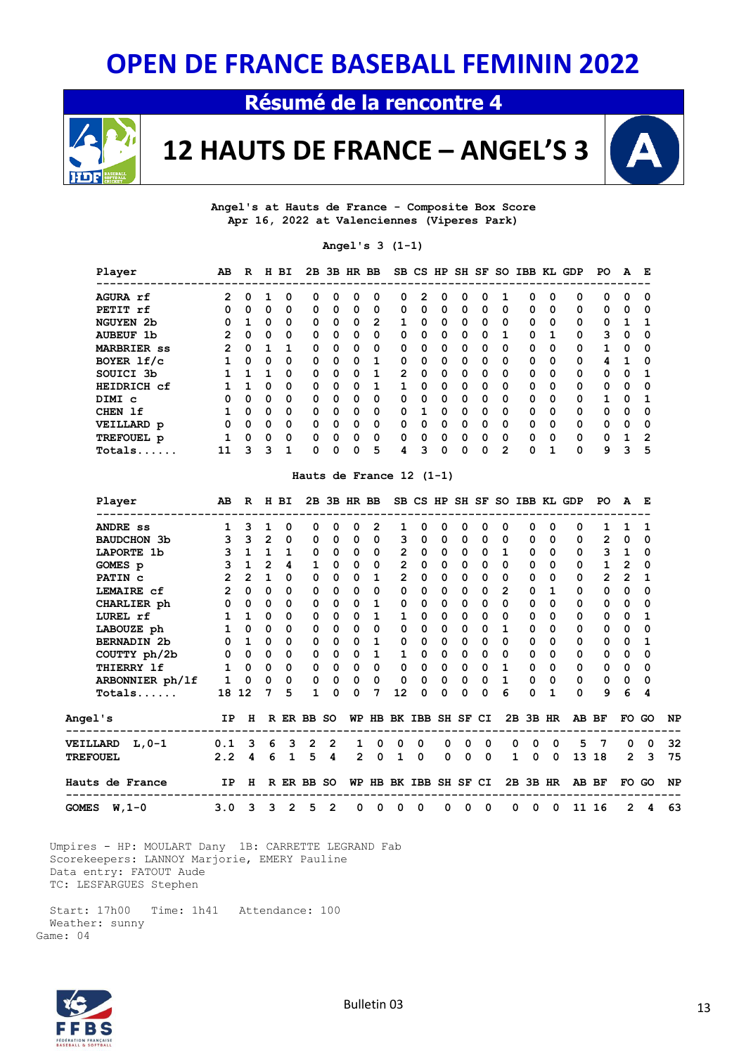# OPEN DE FRANCE BASEBALL FEMININ 2022

## Résumé de la rencontre 4

## 12 HAUTS DE FRANCE – ANGEL'S 3

Angel's at Hauts de France - Composite Box Score
Apr 16, 2022 at Valenciennes (Viperes Park)

### Angel's 3 (1-1)

| Player | AB | R | H | BI | 2B | 3B | HR | BB | SB | CS | HP | SH | SF | SO | IBB | KL | GDP | PO | A | E |
|---|---|---|---|---|---|---|---|---|---|---|---|---|---|---|---|---|---|---|---|---|
| AGURA rf | 2 | 0 | 1 | 0 | 0 | 0 | 0 | 0 | 0 | 2 | 0 | 0 | 0 | 1 | 0 | 0 | 0 | 0 | 0 | 0 |
| PETIT rf | 0 | 0 | 0 | 0 | 0 | 0 | 0 | 0 | 0 | 0 | 0 | 0 | 0 | 0 | 0 | 0 | 0 | 0 | 0 | 0 |
| NGUYEN 2b | 0 | 1 | 0 | 0 | 0 | 0 | 0 | 2 | 1 | 0 | 0 | 0 | 0 | 0 | 0 | 0 | 0 | 0 | 1 | 1 |
| AUBEUF 1b | 2 | 0 | 0 | 0 | 0 | 0 | 0 | 0 | 0 | 0 | 0 | 0 | 0 | 1 | 0 | 1 | 0 | 3 | 0 | 0 |
| MARBRIER ss | 2 | 0 | 1 | 1 | 0 | 0 | 0 | 0 | 0 | 0 | 0 | 0 | 0 | 0 | 0 | 0 | 0 | 1 | 0 | 0 |
| BOYER 1f/c | 1 | 0 | 0 | 0 | 0 | 0 | 0 | 1 | 0 | 0 | 0 | 0 | 0 | 0 | 0 | 0 | 0 | 4 | 1 | 0 |
| SOUICI 3b | 1 | 1 | 1 | 0 | 0 | 0 | 0 | 1 | 2 | 0 | 0 | 0 | 0 | 0 | 0 | 0 | 0 | 0 | 0 | 1 |
| HEIDRICH cf | 1 | 1 | 0 | 0 | 0 | 0 | 0 | 1 | 1 | 0 | 0 | 0 | 0 | 0 | 0 | 0 | 0 | 0 | 0 | 0 |
| DIMI c | 0 | 0 | 0 | 0 | 0 | 0 | 0 | 0 | 0 | 0 | 0 | 0 | 0 | 0 | 0 | 0 | 0 | 1 | 0 | 0 |
| CHEN 1f | 1 | 0 | 0 | 0 | 0 | 0 | 0 | 0 | 0 | 1 | 0 | 0 | 0 | 0 | 0 | 0 | 0 | 0 | 0 | 0 |
| VEILLARD p | 0 | 0 | 0 | 0 | 0 | 0 | 0 | 0 | 0 | 0 | 0 | 0 | 0 | 0 | 0 | 0 | 0 | 0 | 0 | 0 |
| TREFOUEL p | 1 | 0 | 0 | 0 | 0 | 0 | 0 | 0 | 0 | 0 | 0 | 0 | 0 | 0 | 0 | 0 | 0 | 0 | 1 | 2 |
| Totals...... | 11 | 3 | 3 | 1 | 0 | 0 | 0 | 5 | 4 | 3 | 0 | 0 | 0 | 2 | 0 | 1 | 0 | 9 | 3 | 5 |

### Hauts de France 12 (1-1)

| Player | AB | R | H | BI | 2B | 3B | HR | BB | SB | CS | HP | SH | SF | SO | IBB | KL | GDP | PO | A | E |
|---|---|---|---|---|---|---|---|---|---|---|---|---|---|---|---|---|---|---|---|---|
| ANDRE ss | 1 | 3 | 1 | 0 | 0 | 0 | 0 | 2 | 1 | 0 | 0 | 0 | 0 | 0 | 0 | 0 | 0 | 1 | 1 | 1 |
| BAUDCHON 3b | 3 | 3 | 2 | 0 | 0 | 0 | 0 | 0 | 3 | 0 | 0 | 0 | 0 | 0 | 0 | 0 | 0 | 2 | 0 | 0 |
| LAPORTE 1b | 3 | 1 | 1 | 1 | 0 | 0 | 0 | 0 | 2 | 0 | 0 | 0 | 0 | 1 | 0 | 0 | 0 | 3 | 1 | 0 |
| GOMES p | 3 | 1 | 2 | 4 | 1 | 0 | 0 | 0 | 2 | 0 | 0 | 0 | 0 | 0 | 0 | 0 | 0 | 1 | 2 | 0 |
| PATIN c | 2 | 2 | 1 | 0 | 0 | 0 | 0 | 1 | 2 | 0 | 0 | 0 | 0 | 0 | 0 | 0 | 0 | 2 | 2 | 1 |
| LEMAIRE cf | 2 | 0 | 0 | 0 | 0 | 0 | 0 | 0 | 0 | 0 | 0 | 0 | 0 | 2 | 0 | 1 | 0 | 0 | 0 | 0 |
| CHARLIER ph | 0 | 0 | 0 | 0 | 0 | 0 | 0 | 1 | 0 | 0 | 0 | 0 | 0 | 0 | 0 | 0 | 0 | 0 | 0 | 0 |
| LUREL rf | 1 | 1 | 0 | 0 | 0 | 0 | 0 | 1 | 1 | 0 | 0 | 0 | 0 | 0 | 0 | 0 | 0 | 0 | 0 | 1 |
| LABOUZE ph | 1 | 0 | 0 | 0 | 0 | 0 | 0 | 0 | 0 | 0 | 0 | 0 | 0 | 1 | 0 | 0 | 0 | 0 | 0 | 0 |
| BERNADIN 2b | 0 | 1 | 0 | 0 | 0 | 0 | 0 | 1 | 0 | 0 | 0 | 0 | 0 | 0 | 0 | 0 | 0 | 0 | 0 | 1 |
| COUTTY ph/2b | 0 | 0 | 0 | 0 | 0 | 0 | 0 | 1 | 1 | 0 | 0 | 0 | 0 | 0 | 0 | 0 | 0 | 0 | 0 | 0 |
| THIERRY 1f | 1 | 0 | 0 | 0 | 0 | 0 | 0 | 0 | 0 | 0 | 0 | 0 | 0 | 1 | 0 | 0 | 0 | 0 | 0 | 0 |
| ARBONNIER ph/1f | 1 | 0 | 0 | 0 | 0 | 0 | 0 | 0 | 0 | 0 | 0 | 0 | 0 | 1 | 0 | 0 | 0 | 0 | 0 | 0 |
| Totals...... | 18 | 12 | 7 | 5 | 1 | 0 | 0 | 7 | 12 | 0 | 0 | 0 | 0 | 6 | 0 | 1 | 0 | 9 | 6 | 4 |

| Angel's | IP | H | R | ER | BB | SO | WP | HB | BK | IBB | SH | SF | CI | 2B | 3B | HR | AB | BF | FO | GO | NP |
|---|---|---|---|---|---|---|---|---|---|---|---|---|---|---|---|---|---|---|---|---|---|
| VEILLARD L,0-1 | 0.1 | 3 | 6 | 3 | 2 | 2 | 1 | 0 | 0 | 0 | 0 | 0 | 0 | 0 | 0 | 0 | 5 | 7 | 0 | 0 | 32 |
| TREFOUEL | 2.2 | 4 | 6 | 1 | 5 | 4 | 2 | 0 | 1 | 0 | 0 | 0 | 0 | 1 | 0 | 0 | 13 | 18 | 2 | 3 | 75 |

| Hauts de France | IP | H | R | ER | BB | SO | WP | HB | BK | IBB | SH | SF | CI | 2B | 3B | HR | AB | BF | FO | GO | NP |
|---|---|---|---|---|---|---|---|---|---|---|---|---|---|---|---|---|---|---|---|---|---|
| GOMES W,1-0 | 3.0 | 3 | 3 | 2 | 5 | 2 | 0 | 0 | 0 | 0 | 0 | 0 | 0 | 0 | 0 | 0 | 11 | 16 | 2 | 4 | 63 |

Umpires - HP: MOULART Dany 1B: CARRETTE LEGRAND Fab
Scorekeepers: LANNOY Marjorie, EMERY Pauline
Data entry: FATOUT Aude
TC: LESFARGUES Stephen

Start: 17h00 Time: 1h41 Attendance: 100
Weather: sunny
Game: 04

Bulletin 03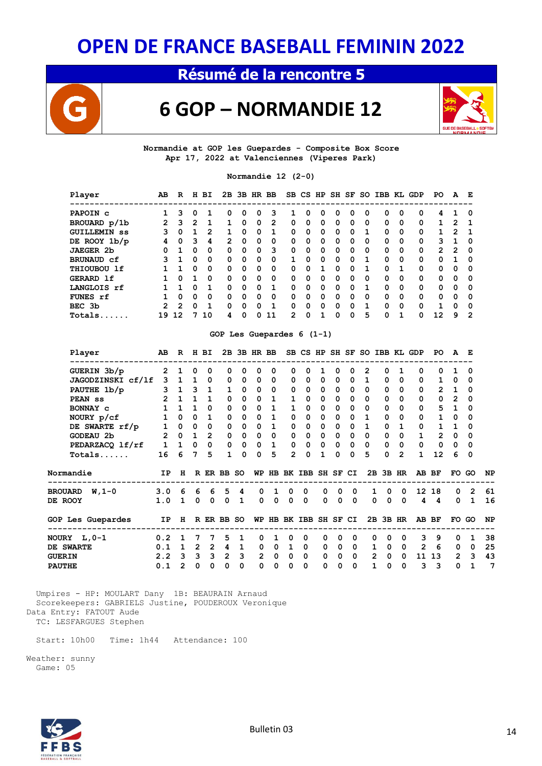# OPEN DE FRANCE BASEBALL FEMININ 2022

## Résumé de la rencontre 5

## 6 GOP – NORMANDIE 12

Normandie at GOP les Guepardes - Composite Box Score
Apr 17, 2022 at Valenciennes (Viperes Park)

**Normandie 12 (2-0)**

| Player | AB | R | H | BI | 2B | 3B | HR | BB | SB | CS | HP | SH | SF | SO | IBB | KL | GDP | PO | A | E |
|---|---|---|---|---|---|---|---|---|---|---|---|---|---|---|---|---|---|---|---|---|
| PAPOIN c | 1 | 3 | 0 | 1 | 0 | 0 | 0 | 3 | 1 | 0 | 0 | 0 | 0 | 0 | 0 | 0 | 0 | 4 | 1 | 0 |
| BROUARD p/1b | 2 | 3 | 2 | 1 | 1 | 0 | 0 | 2 | 0 | 0 | 0 | 0 | 0 | 0 | 0 | 0 | 0 | 1 | 2 | 1 |
| GUILLEMIN ss | 3 | 0 | 1 | 2 | 1 | 0 | 0 | 1 | 0 | 0 | 0 | 0 | 0 | 1 | 0 | 0 | 0 | 1 | 2 | 1 |
| DE ROOY 1b/p | 4 | 0 | 3 | 4 | 2 | 0 | 0 | 0 | 0 | 0 | 0 | 0 | 0 | 0 | 0 | 0 | 0 | 3 | 1 | 0 |
| JAEGER 2b | 0 | 1 | 0 | 0 | 0 | 0 | 0 | 3 | 0 | 0 | 0 | 0 | 0 | 0 | 0 | 0 | 0 | 2 | 2 | 0 |
| BRUNAUD cf | 3 | 1 | 0 | 0 | 0 | 0 | 0 | 0 | 1 | 0 | 0 | 0 | 0 | 1 | 0 | 0 | 0 | 0 | 1 | 0 |
| THIOUBOU lf | 1 | 1 | 0 | 0 | 0 | 0 | 0 | 0 | 0 | 0 | 1 | 0 | 0 | 1 | 0 | 1 | 0 | 0 | 0 | 0 |
| GERARD lf | 1 | 0 | 1 | 0 | 0 | 0 | 0 | 0 | 0 | 0 | 0 | 0 | 0 | 0 | 0 | 0 | 0 | 0 | 0 | 0 |
| LANGLOIS rf | 1 | 1 | 0 | 1 | 0 | 0 | 0 | 1 | 0 | 0 | 0 | 0 | 0 | 1 | 0 | 0 | 0 | 0 | 0 | 0 |
| FUNES rf | 1 | 0 | 0 | 0 | 0 | 0 | 0 | 0 | 0 | 0 | 0 | 0 | 0 | 0 | 0 | 0 | 0 | 0 | 0 | 0 |
| BEC 3b | 2 | 2 | 0 | 1 | 0 | 0 | 0 | 1 | 0 | 0 | 0 | 0 | 0 | 1 | 0 | 0 | 0 | 1 | 0 | 0 |
| Totals...... | 19 | 12 | 7 | 10 | 4 | 0 | 0 | 11 | 2 | 0 | 1 | 0 | 0 | 5 | 0 | 1 | 0 | 12 | 9 | 2 |

**GOP Les Guepardes 6 (1-1)**

| Player | AB | R | H | BI | 2B | 3B | HR | BB | SB | CS | HP | SH | SF | SO | IBB | KL | GDP | PO | A | E |
|---|---|---|---|---|---|---|---|---|---|---|---|---|---|---|---|---|---|---|---|---|
| GUERIN 3b/p | 2 | 1 | 0 | 0 | 0 | 0 | 0 | 0 | 0 | 0 | 1 | 0 | 0 | 2 | 0 | 1 | 0 | 0 | 1 | 0 |
| JAGODZINSKI cf/lf | 3 | 1 | 1 | 0 | 0 | 0 | 0 | 0 | 0 | 0 | 0 | 0 | 0 | 1 | 0 | 0 | 0 | 1 | 0 | 0 |
| PAUTHE 1b/p | 3 | 1 | 3 | 1 | 1 | 0 | 0 | 0 | 0 | 0 | 0 | 0 | 0 | 0 | 0 | 0 | 0 | 2 | 1 | 0 |
| PEAN ss | 2 | 1 | 1 | 1 | 0 | 0 | 0 | 1 | 1 | 0 | 0 | 0 | 0 | 0 | 0 | 0 | 0 | 0 | 2 | 0 |
| BONNAY c | 1 | 1 | 1 | 0 | 0 | 0 | 0 | 1 | 1 | 0 | 0 | 0 | 0 | 0 | 0 | 0 | 0 | 5 | 1 | 0 |
| NOURY p/cf | 1 | 0 | 0 | 1 | 0 | 0 | 0 | 1 | 0 | 0 | 0 | 0 | 0 | 1 | 0 | 0 | 0 | 1 | 0 | 0 |
| DE SWARTE rf/p | 1 | 0 | 0 | 0 | 0 | 0 | 0 | 1 | 0 | 0 | 0 | 0 | 0 | 1 | 0 | 1 | 0 | 1 | 1 | 0 |
| GODEAU 2b | 2 | 0 | 1 | 2 | 0 | 0 | 0 | 0 | 0 | 0 | 0 | 0 | 0 | 0 | 0 | 0 | 1 | 2 | 0 | 0 |
| PEDARZACQ lf/rf | 1 | 1 | 0 | 0 | 0 | 0 | 0 | 1 | 0 | 0 | 0 | 0 | 0 | 0 | 0 | 0 | 0 | 0 | 0 | 0 |
| Totals...... | 16 | 6 | 7 | 5 | 1 | 0 | 0 | 5 | 2 | 0 | 1 | 0 | 0 | 5 | 0 | 2 | 1 | 12 | 6 | 0 |

| Normandie | IP | H | R | ER | BB | SO | WP | HB | BK | IBB | SH | SF | CI | 2B | 3B | HR | AB | BF | FO | GO | NP |
|---|---|---|---|---|---|---|---|---|---|---|---|---|---|---|---|---|---|---|---|---|---|
| BROUARD W,1-0 | 3.0 | 6 | 6 | 6 | 5 | 4 | 0 | 1 | 0 | 0 | 0 | 0 | 0 | 1 | 0 | 0 | 12 | 18 | 0 | 2 | 61 |
| DE ROOY | 1.0 | 1 | 0 | 0 | 0 | 1 | 0 | 0 | 0 | 0 | 0 | 0 | 0 | 0 | 0 | 0 | 4 | 4 | 0 | 1 | 16 |

| GOP Les Guepardes | IP | H | R | ER | BB | SO | WP | HB | BK | IBB | SH | SF | CI | 2B | 3B | HR | AB | BF | FO | GO | NP |
|---|---|---|---|---|---|---|---|---|---|---|---|---|---|---|---|---|---|---|---|---|---|
| NOURY L,0-1 | 0.2 | 1 | 7 | 7 | 5 | 1 | 0 | 1 | 0 | 0 | 0 | 0 | 0 | 0 | 0 | 0 | 3 | 9 | 0 | 1 | 38 |
| DE SWARTE | 0.1 | 1 | 2 | 2 | 4 | 1 | 0 | 0 | 1 | 0 | 0 | 0 | 0 | 1 | 0 | 0 | 2 | 6 | 0 | 0 | 25 |
| GUERIN | 2.2 | 3 | 3 | 3 | 2 | 3 | 2 | 0 | 0 | 0 | 0 | 0 | 0 | 2 | 0 | 0 | 11 | 13 | 2 | 3 | 43 |
| PAUTHE | 0.1 | 2 | 0 | 0 | 0 | 0 | 0 | 0 | 0 | 0 | 0 | 0 | 0 | 1 | 0 | 0 | 3 | 3 | 0 | 1 | 7 |

Umpires - HP: MOULART Dany 1B: BEAURAIN Arnaud
Scorekeepers: GABRIELS Justine, POUDEROUX Veronique
Data Entry: FATOUT Aude
TC: LESFARGUES Stephen

Start: 10h00 Time: 1h44 Attendance: 100

Weather: sunny
Game: 05

Bulletin 03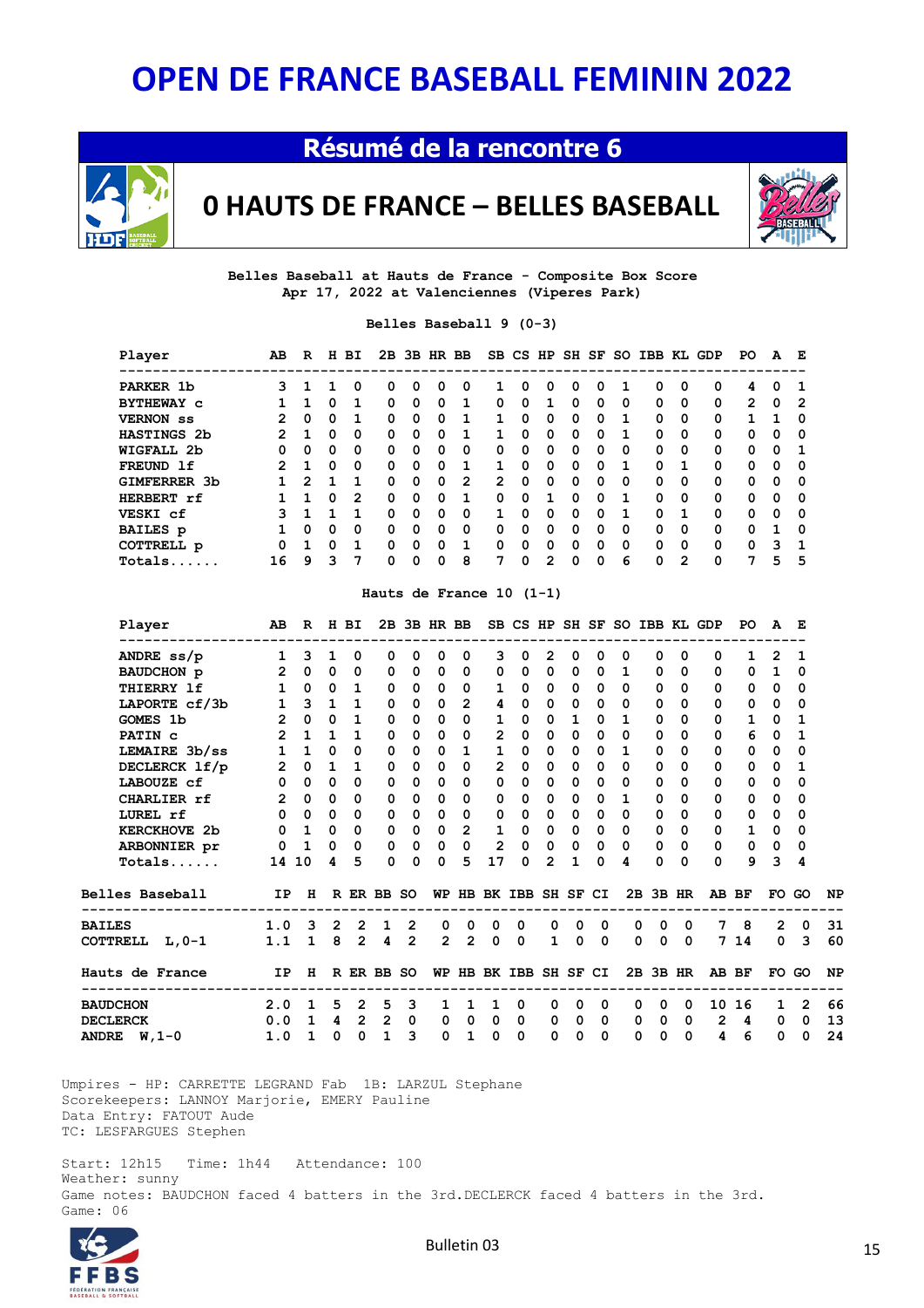# OPEN DE FRANCE BASEBALL FEMININ 2022

## Résumé de la rencontre 6

## 0 HAUTS DE FRANCE – BELLES BASEBALL

**Belles Baseball at Hauts de France - Composite Box Score**
**Apr 17, 2022 at Valenciennes (Viperes Park)**

### Belles Baseball 9 (0-3)

| Player | AB | R | H | BI | 2B | 3B | HR | BB | SB | CS | HP | SH | SF | SO | IBB | KL | GDP | PO | A | E |
|---|---|---|---|---|---|---|---|---|---|---|---|---|---|---|---|---|---|---|---|---|
| PARKER 1b | 3 | 1 | 1 | 0 | 0 | 0 | 0 | 0 | 1 | 0 | 0 | 0 | 0 | 1 | 0 | 0 | 0 | 4 | 0 | 1 |
| BYTHEWAY c | 1 | 1 | 0 | 1 | 0 | 0 | 0 | 1 | 0 | 0 | 1 | 0 | 0 | 0 | 0 | 0 | 0 | 2 | 0 | 2 |
| VERNON ss | 2 | 0 | 0 | 1 | 0 | 0 | 0 | 1 | 1 | 0 | 0 | 0 | 0 | 1 | 0 | 0 | 0 | 1 | 1 | 0 |
| HASTINGS 2b | 2 | 1 | 0 | 0 | 0 | 0 | 0 | 1 | 1 | 0 | 0 | 0 | 0 | 1 | 0 | 0 | 0 | 0 | 0 | 0 |
| WIGFALL 2b | 0 | 0 | 0 | 0 | 0 | 0 | 0 | 0 | 0 | 0 | 0 | 0 | 0 | 0 | 0 | 0 | 0 | 0 | 0 | 1 |
| FREUND lf | 2 | 1 | 0 | 0 | 0 | 0 | 0 | 1 | 1 | 0 | 0 | 0 | 0 | 1 | 0 | 1 | 0 | 0 | 0 | 0 |
| GIMFERRER 3b | 1 | 2 | 1 | 1 | 0 | 0 | 0 | 2 | 2 | 0 | 0 | 0 | 0 | 0 | 0 | 0 | 0 | 0 | 0 | 0 |
| HERBERT rf | 1 | 1 | 0 | 2 | 0 | 0 | 0 | 1 | 0 | 0 | 1 | 0 | 0 | 1 | 0 | 0 | 0 | 0 | 0 | 0 |
| VESKI cf | 3 | 1 | 1 | 1 | 0 | 0 | 0 | 0 | 1 | 0 | 0 | 0 | 0 | 1 | 0 | 1 | 0 | 0 | 0 | 0 |
| BAILES p | 1 | 0 | 0 | 0 | 0 | 0 | 0 | 0 | 0 | 0 | 0 | 0 | 0 | 0 | 0 | 0 | 0 | 0 | 1 | 0 |
| COTTRELL p | 0 | 1 | 0 | 1 | 0 | 0 | 0 | 1 | 0 | 0 | 0 | 0 | 0 | 0 | 0 | 0 | 0 | 0 | 3 | 1 |
| Totals...... | 16 | 9 | 3 | 7 | 0 | 0 | 0 | 8 | 7 | 0 | 2 | 0 | 0 | 6 | 0 | 2 | 0 | 7 | 5 | 5 |

### Hauts de France 10 (1-1)

| Player | AB | R | H | BI | 2B | 3B | HR | BB | SB | CS | HP | SH | SF | SO | IBB | KL | GDP | PO | A | E |
|---|---|---|---|---|---|---|---|---|---|---|---|---|---|---|---|---|---|---|---|---|
| ANDRE ss/p | 1 | 3 | 1 | 0 | 0 | 0 | 0 | 0 | 3 | 0 | 2 | 0 | 0 | 0 | 0 | 0 | 0 | 1 | 2 | 1 |
| BAUDCHON p | 2 | 0 | 0 | 0 | 0 | 0 | 0 | 0 | 0 | 0 | 0 | 0 | 0 | 1 | 0 | 0 | 0 | 0 | 1 | 0 |
| THIERRY lf | 1 | 0 | 0 | 1 | 0 | 0 | 0 | 0 | 1 | 0 | 0 | 0 | 0 | 0 | 0 | 0 | 0 | 0 | 0 | 0 |
| LAPORTE cf/3b | 1 | 3 | 1 | 1 | 0 | 0 | 0 | 2 | 4 | 0 | 0 | 0 | 0 | 0 | 0 | 0 | 0 | 0 | 0 | 0 |
| GOMES 1b | 2 | 0 | 0 | 1 | 0 | 0 | 0 | 0 | 1 | 0 | 0 | 1 | 0 | 1 | 0 | 0 | 0 | 1 | 0 | 1 |
| PATIN c | 2 | 1 | 1 | 1 | 0 | 0 | 0 | 0 | 2 | 0 | 0 | 0 | 0 | 0 | 0 | 0 | 0 | 6 | 0 | 1 |
| LEMAIRE 3b/ss | 1 | 1 | 0 | 0 | 0 | 0 | 0 | 1 | 1 | 0 | 0 | 0 | 0 | 1 | 0 | 0 | 0 | 0 | 0 | 0 |
| DECLERCK lf/p | 2 | 0 | 1 | 1 | 0 | 0 | 0 | 0 | 2 | 0 | 0 | 0 | 0 | 0 | 0 | 0 | 0 | 0 | 0 | 1 |
| LABOUZE cf | 0 | 0 | 0 | 0 | 0 | 0 | 0 | 0 | 0 | 0 | 0 | 0 | 0 | 0 | 0 | 0 | 0 | 0 | 0 | 0 |
| CHARLIER rf | 2 | 0 | 0 | 0 | 0 | 0 | 0 | 0 | 0 | 0 | 0 | 0 | 0 | 1 | 0 | 0 | 0 | 0 | 0 | 0 |
| LUREL rf | 0 | 0 | 0 | 0 | 0 | 0 | 0 | 0 | 0 | 0 | 0 | 0 | 0 | 0 | 0 | 0 | 0 | 0 | 0 | 0 |
| KERCKHOVE 2b | 0 | 1 | 0 | 0 | 0 | 0 | 0 | 2 | 1 | 0 | 0 | 0 | 0 | 0 | 0 | 0 | 0 | 1 | 0 | 0 |
| ARBONNIER pr | 0 | 1 | 0 | 0 | 0 | 0 | 0 | 0 | 2 | 0 | 0 | 0 | 0 | 0 | 0 | 0 | 0 | 0 | 0 | 0 |
| Totals...... | 14 | 10 | 4 | 5 | 0 | 0 | 0 | 5 | 17 | 0 | 2 | 1 | 0 | 4 | 0 | 0 | 0 | 9 | 3 | 4 |

| Belles Baseball | IP | H | R | ER | BB | SO | WP | HB | BK | IBB | SH | SF | CI | 2B | 3B | HR | AB | BF | FO | GO | NP |
|---|---|---|---|---|---|---|---|---|---|---|---|---|---|---|---|---|---|---|---|---|---|
| BAILES | 1.0 | 3 | 2 | 2 | 1 | 2 | 0 | 0 | 0 | 0 | 0 | 0 | 0 | 0 | 0 | 0 | 7 | 8 | 2 | 0 | 31 |
| COTTRELL L,0-1 | 1.1 | 1 | 8 | 2 | 4 | 2 | 2 | 2 | 0 | 0 | 1 | 0 | 0 | 0 | 0 | 0 | 7 | 14 | 0 | 3 | 60 |

| Hauts de France | IP | H | R | ER | BB | SO | WP | HB | BK | IBB | SH | SF | CI | 2B | 3B | HR | AB | BF | FO | GO | NP |
|---|---|---|---|---|---|---|---|---|---|---|---|---|---|---|---|---|---|---|---|---|---|
| BAUDCHON | 2.0 | 1 | 5 | 2 | 5 | 3 | 1 | 1 | 1 | 0 | 0 | 0 | 0 | 0 | 0 | 0 | 10 | 16 | 1 | 2 | 66 |
| DECLERCK | 0.0 | 1 | 4 | 2 | 2 | 0 | 0 | 0 | 0 | 0 | 0 | 0 | 0 | 0 | 0 | 0 | 2 | 4 | 0 | 0 | 13 |
| ANDRE W,1-0 | 1.0 | 1 | 0 | 0 | 1 | 3 | 0 | 1 | 0 | 0 | 0 | 0 | 0 | 0 | 0 | 0 | 4 | 6 | 0 | 0 | 24 |

Umpires - HP: CARRETTE LEGRAND Fab 1B: LARZUL Stephane
Scorekeepers: LANNOY Marjorie, EMERY Pauline
Data Entry: FATOUT Aude
TC: LESFARGUES Stephen

Start: 12h15 Time: 1h44 Attendance: 100
Weather: sunny
Game notes: BAUDCHON faced 4 batters in the 3rd.DECLERCK faced 4 batters in the 3rd.
Game: 06

Bulletin 03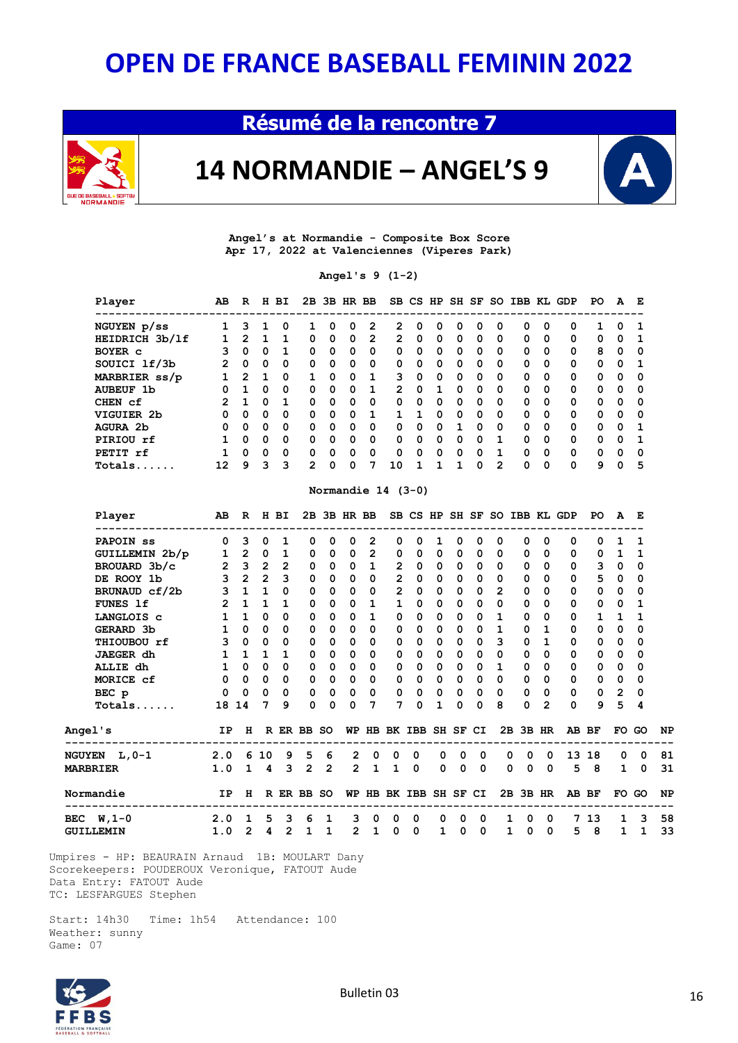# OPEN DE FRANCE BASEBALL FEMININ 2022

## Résumé de la rencontre 7

## 14 NORMANDIE – ANGEL'S 9

Angel's at Normandie - Composite Box Score
Apr 17, 2022 at Valenciennes (Viperes Park)

**Angel's 9 (1-2)**

| Player | AB | R | H | BI | 2B | 3B | HR | BB | SB | CS | HP | SH | SF | SO | IBB | KL | GDP | PO | A | E |
|---|---|---|---|---|---|---|---|---|---|---|---|---|---|---|---|---|---|---|---|---|
| NGUYEN p/ss | 1 | 3 | 1 | 0 | 1 | 0 | 0 | 2 | 2 | 0 | 0 | 0 | 0 | 0 | 0 | 0 | 0 | 1 | 0 | 1 |
| HEIDRICH 3b/lf | 1 | 2 | 1 | 1 | 0 | 0 | 0 | 2 | 2 | 0 | 0 | 0 | 0 | 0 | 0 | 0 | 0 | 0 | 0 | 1 |
| BOYER c | 3 | 0 | 0 | 1 | 0 | 0 | 0 | 0 | 0 | 0 | 0 | 0 | 0 | 0 | 0 | 0 | 0 | 8 | 0 | 0 |
| SOUICI lf/3b | 2 | 0 | 0 | 0 | 0 | 0 | 0 | 0 | 0 | 0 | 0 | 0 | 0 | 0 | 0 | 0 | 0 | 0 | 0 | 1 |
| MARBRIER ss/p | 1 | 2 | 1 | 0 | 1 | 0 | 0 | 1 | 3 | 0 | 0 | 0 | 0 | 0 | 0 | 0 | 0 | 0 | 0 | 0 |
| AUBEUF 1b | 0 | 1 | 0 | 0 | 0 | 0 | 0 | 1 | 2 | 0 | 1 | 0 | 0 | 0 | 0 | 0 | 0 | 0 | 0 | 0 |
| CHEN cf | 2 | 1 | 0 | 1 | 0 | 0 | 0 | 0 | 0 | 0 | 0 | 0 | 0 | 0 | 0 | 0 | 0 | 0 | 0 | 0 |
| VIGUIER 2b | 0 | 0 | 0 | 0 | 0 | 0 | 0 | 1 | 1 | 1 | 0 | 0 | 0 | 0 | 0 | 0 | 0 | 0 | 0 | 0 |
| AGURA 2b | 0 | 0 | 0 | 0 | 0 | 0 | 0 | 0 | 0 | 0 | 0 | 1 | 0 | 0 | 0 | 0 | 0 | 0 | 0 | 1 |
| PIRIOU rf | 1 | 0 | 0 | 0 | 0 | 0 | 0 | 0 | 0 | 0 | 0 | 0 | 0 | 1 | 0 | 0 | 0 | 0 | 0 | 1 |
| PETIT rf | 1 | 0 | 0 | 0 | 0 | 0 | 0 | 0 | 0 | 0 | 0 | 0 | 0 | 1 | 0 | 0 | 0 | 0 | 0 | 0 |
| Totals...... | 12 | 9 | 3 | 3 | 2 | 0 | 0 | 7 | 10 | 1 | 1 | 1 | 0 | 2 | 0 | 0 | 0 | 9 | 0 | 5 |

**Normandie 14 (3-0)**

| Player | AB | R | H | BI | 2B | 3B | HR | BB | SB | CS | HP | SH | SF | SO | IBB | KL | GDP | PO | A | E |
|---|---|---|---|---|---|---|---|---|---|---|---|---|---|---|---|---|---|---|---|---|
| PAPOIN ss | 0 | 3 | 0 | 1 | 0 | 0 | 0 | 2 | 0 | 0 | 1 | 0 | 0 | 0 | 0 | 0 | 0 | 0 | 1 | 1 |
| GUILLEMIN 2b/p | 1 | 2 | 0 | 1 | 0 | 0 | 0 | 2 | 0 | 0 | 0 | 0 | 0 | 0 | 0 | 0 | 0 | 0 | 1 | 1 |
| BROUARD 3b/c | 2 | 3 | 2 | 2 | 0 | 0 | 0 | 1 | 2 | 0 | 0 | 0 | 0 | 0 | 0 | 0 | 0 | 3 | 0 | 0 |
| DE ROOY 1b | 3 | 2 | 2 | 3 | 0 | 0 | 0 | 0 | 2 | 0 | 0 | 0 | 0 | 0 | 0 | 0 | 0 | 5 | 0 | 0 |
| BRUNAUD cf/2b | 3 | 1 | 1 | 0 | 0 | 0 | 0 | 0 | 2 | 0 | 0 | 0 | 0 | 2 | 0 | 0 | 0 | 0 | 0 | 0 |
| FUNES lf | 2 | 1 | 1 | 1 | 0 | 0 | 0 | 1 | 1 | 0 | 0 | 0 | 0 | 0 | 0 | 0 | 0 | 0 | 0 | 1 |
| LANGLOIS c | 1 | 1 | 0 | 0 | 0 | 0 | 0 | 1 | 0 | 0 | 0 | 0 | 0 | 1 | 0 | 0 | 0 | 1 | 1 | 1 |
| GERARD 3b | 1 | 0 | 0 | 0 | 0 | 0 | 0 | 0 | 0 | 0 | 0 | 0 | 0 | 1 | 0 | 1 | 0 | 0 | 0 | 0 |
| THIOUBOU rf | 3 | 0 | 0 | 0 | 0 | 0 | 0 | 0 | 0 | 0 | 0 | 0 | 0 | 3 | 0 | 1 | 0 | 0 | 0 | 0 |
| JAEGER dh | 1 | 1 | 1 | 1 | 0 | 0 | 0 | 0 | 0 | 0 | 0 | 0 | 0 | 0 | 0 | 0 | 0 | 0 | 0 | 0 |
| ALLIE dh | 1 | 0 | 0 | 0 | 0 | 0 | 0 | 0 | 0 | 0 | 0 | 0 | 0 | 1 | 0 | 0 | 0 | 0 | 0 | 0 |
| MORICE cf | 0 | 0 | 0 | 0 | 0 | 0 | 0 | 0 | 0 | 0 | 0 | 0 | 0 | 0 | 0 | 0 | 0 | 0 | 0 | 0 |
| BEC p | 0 | 0 | 0 | 0 | 0 | 0 | 0 | 0 | 0 | 0 | 0 | 0 | 0 | 0 | 0 | 0 | 0 | 0 | 2 | 0 |
| Totals...... | 18 | 14 | 7 | 9 | 0 | 0 | 0 | 7 | 7 | 0 | 1 | 0 | 0 | 8 | 0 | 2 | 0 | 9 | 5 | 4 |

| Angel's | IP | H | R | ER | BB | SO | WP | HB | BK | IBB | SH | SF | CI | 2B | 3B | HR | AB | BF | FO | GO | NP |
|---|---|---|---|---|---|---|---|---|---|---|---|---|---|---|---|---|---|---|---|---|---|
| NGUYEN L,0-1 | 2.0 | 6 | 10 | 9 | 5 | 6 | 2 | 0 | 0 | 0 | 0 | 0 | 0 | 0 | 0 | 0 | 13 | 18 | 0 | 0 | 81 |
| MARBRIER | 1.0 | 1 | 4 | 3 | 2 | 2 | 2 | 1 | 1 | 0 | 0 | 0 | 0 | 0 | 0 | 0 | 5 | 8 | 1 | 0 | 31 |

| Normandie | IP | H | R | ER | BB | SO | WP | HB | BK | IBB | SH | SF | CI | 2B | 3B | HR | AB | BF | FO | GO | NP |
|---|---|---|---|---|---|---|---|---|---|---|---|---|---|---|---|---|---|---|---|---|---|
| BEC W,1-0 | 2.0 | 1 | 5 | 3 | 6 | 1 | 3 | 0 | 0 | 0 | 0 | 0 | 0 | 1 | 0 | 0 | 7 | 13 | 1 | 3 | 58 |
| GUILLEMIN | 1.0 | 2 | 4 | 2 | 1 | 1 | 2 | 1 | 0 | 0 | 1 | 0 | 0 | 1 | 0 | 0 | 5 | 8 | 1 | 1 | 33 |

Umpires - HP: BEAURAIN Arnaud 1B: MOULART Dany
Scorekeepers: POUDEROUX Veronique, FATOUT Aude
Data Entry: FATOUT Aude
TC: LESFARGUES Stephen

Start: 14h30 Time: 1h54 Attendance: 100
Weather: sunny
Game: 07

Bulletin 03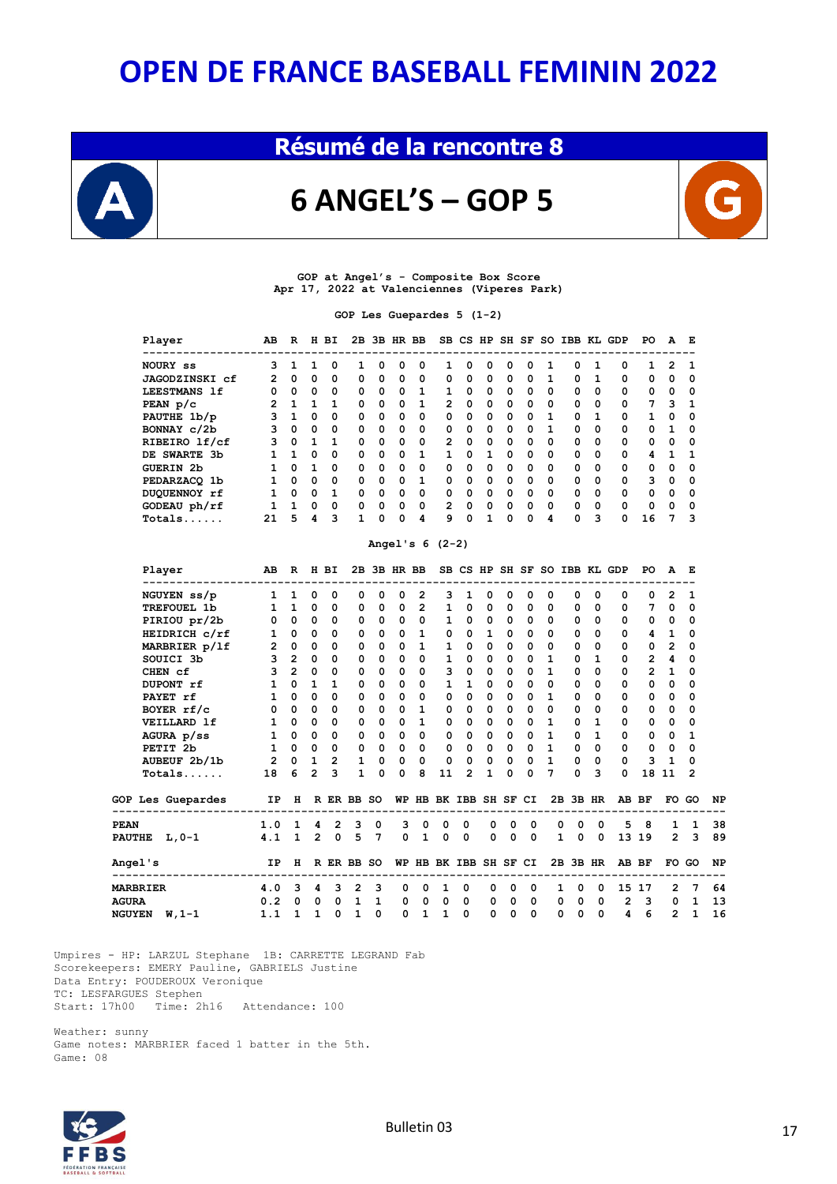# OPEN DE FRANCE BASEBALL FEMININ 2022

## Résumé de la rencontre 8

## 6 ANGEL'S – GOP 5

GOP at Angel's - Composite Box Score
Apr 17, 2022 at Valenciennes (Viperes Park)

GOP Les Guepardes 5 (1-2)

| Player | AB | R | H | BI | 2B | 3B | HR | BB | SB | CS | HP | SH | SF | SO | IBB | KL | GDP | PO | A | E |
|---|---|---|---|---|---|---|---|---|---|---|---|---|---|---|---|---|---|---|---|---|
| NOURY ss | 3 | 1 | 1 | 0 | 1 | 0 | 0 | 0 | 1 | 0 | 0 | 0 | 0 | 1 | 0 | 1 | 0 | 1 | 2 | 1 |
| JAGODZINSKI cf | 2 | 0 | 0 | 0 | 0 | 0 | 0 | 0 | 0 | 0 | 0 | 0 | 0 | 1 | 0 | 1 | 0 | 0 | 0 | 0 |
| LEESTMANS lf | 0 | 0 | 0 | 0 | 0 | 0 | 0 | 1 | 1 | 0 | 0 | 0 | 0 | 0 | 0 | 0 | 0 | 0 | 0 | 0 |
| PEAN p/c | 2 | 1 | 1 | 1 | 0 | 0 | 0 | 1 | 2 | 0 | 0 | 0 | 0 | 0 | 0 | 0 | 0 | 7 | 3 | 1 |
| PAUTHE 1b/p | 3 | 1 | 0 | 0 | 0 | 0 | 0 | 0 | 0 | 0 | 0 | 0 | 0 | 1 | 0 | 1 | 0 | 1 | 0 | 0 |
| BONNAY c/2b | 3 | 0 | 0 | 0 | 0 | 0 | 0 | 0 | 0 | 0 | 0 | 0 | 0 | 1 | 0 | 0 | 0 | 0 | 1 | 0 |
| RIBEIRO lf/cf | 3 | 0 | 1 | 1 | 0 | 0 | 0 | 0 | 2 | 0 | 0 | 0 | 0 | 0 | 0 | 0 | 0 | 0 | 0 | 0 |
| DE SWARTE 3b | 1 | 1 | 0 | 0 | 0 | 0 | 0 | 1 | 1 | 0 | 1 | 0 | 0 | 0 | 0 | 0 | 0 | 4 | 1 | 1 |
| GUERIN 2b | 1 | 0 | 1 | 0 | 0 | 0 | 0 | 0 | 0 | 0 | 0 | 0 | 0 | 0 | 0 | 0 | 0 | 0 | 0 | 0 |
| PEDARZACQ 1b | 1 | 0 | 0 | 0 | 0 | 0 | 0 | 1 | 0 | 0 | 0 | 0 | 0 | 0 | 0 | 0 | 0 | 3 | 0 | 0 |
| DUQUENNOY rf | 1 | 0 | 0 | 1 | 0 | 0 | 0 | 0 | 0 | 0 | 0 | 0 | 0 | 0 | 0 | 0 | 0 | 0 | 0 | 0 |
| GODEAU ph/rf | 1 | 1 | 0 | 0 | 0 | 0 | 0 | 0 | 2 | 0 | 0 | 0 | 0 | 0 | 0 | 0 | 0 | 0 | 0 | 0 |
| Totals...... | 21 | 5 | 4 | 3 | 1 | 0 | 0 | 4 | 9 | 0 | 1 | 0 | 0 | 4 | 0 | 3 | 0 | 16 | 7 | 3 |

Angel's 6 (2-2)

| Player | AB | R | H | BI | 2B | 3B | HR | BB | SB | CS | HP | SH | SF | SO | IBB | KL | GDP | PO | A | E |
|---|---|---|---|---|---|---|---|---|---|---|---|---|---|---|---|---|---|---|---|---|
| NGUYEN ss/p | 1 | 1 | 0 | 0 | 0 | 0 | 0 | 2 | 3 | 1 | 0 | 0 | 0 | 0 | 0 | 0 | 0 | 0 | 2 | 1 |
| TREFOUEL 1b | 1 | 1 | 0 | 0 | 0 | 0 | 0 | 2 | 1 | 0 | 0 | 0 | 0 | 0 | 0 | 0 | 0 | 7 | 0 | 0 |
| PIRIOU pr/2b | 0 | 0 | 0 | 0 | 0 | 0 | 0 | 0 | 1 | 0 | 0 | 0 | 0 | 0 | 0 | 0 | 0 | 0 | 0 | 0 |
| HEIDRICH c/rf | 1 | 0 | 0 | 0 | 0 | 0 | 0 | 1 | 0 | 0 | 1 | 0 | 0 | 0 | 0 | 0 | 0 | 4 | 1 | 0 |
| MARBRIER p/lf | 2 | 0 | 0 | 0 | 0 | 0 | 0 | 1 | 1 | 0 | 0 | 0 | 0 | 0 | 0 | 0 | 0 | 0 | 2 | 0 |
| SOUICI 3b | 3 | 2 | 0 | 0 | 0 | 0 | 0 | 0 | 1 | 0 | 0 | 0 | 0 | 1 | 0 | 1 | 0 | 2 | 4 | 0 |
| CHEN cf | 3 | 2 | 0 | 0 | 0 | 0 | 0 | 0 | 3 | 0 | 0 | 0 | 0 | 1 | 0 | 0 | 0 | 2 | 1 | 0 |
| DUPONT rf | 1 | 0 | 1 | 1 | 0 | 0 | 0 | 0 | 1 | 1 | 0 | 0 | 0 | 0 | 0 | 0 | 0 | 0 | 0 | 0 |
| PAYET rf | 1 | 0 | 0 | 0 | 0 | 0 | 0 | 0 | 0 | 0 | 0 | 0 | 0 | 1 | 0 | 0 | 0 | 0 | 0 | 0 |
| BOYER rf/c | 0 | 0 | 0 | 0 | 0 | 0 | 0 | 1 | 0 | 0 | 0 | 0 | 0 | 0 | 0 | 0 | 0 | 0 | 0 | 0 |
| VEILLARD lf | 1 | 0 | 0 | 0 | 0 | 0 | 0 | 1 | 0 | 0 | 0 | 0 | 0 | 1 | 0 | 1 | 0 | 0 | 0 | 0 |
| AGURA p/ss | 1 | 0 | 0 | 0 | 0 | 0 | 0 | 0 | 0 | 0 | 0 | 0 | 0 | 1 | 0 | 1 | 0 | 0 | 0 | 1 |
| PETIT 2b | 1 | 0 | 0 | 0 | 0 | 0 | 0 | 0 | 0 | 0 | 0 | 0 | 0 | 1 | 0 | 0 | 0 | 0 | 0 | 0 |
| AUBEUF 2b/1b | 2 | 0 | 1 | 2 | 1 | 0 | 0 | 0 | 0 | 0 | 0 | 0 | 0 | 1 | 0 | 0 | 0 | 3 | 1 | 0 |
| Totals...... | 18 | 6 | 2 | 3 | 1 | 0 | 0 | 8 | 11 | 2 | 1 | 0 | 0 | 7 | 0 | 3 | 0 | 18 | 11 | 2 |

| GOP Les Guepardes | IP | H | R | ER | BB | SO | WP | HB | BK | IBB | SH | SF | CI | 2B | 3B | HR | AB | BF | FO | GO | NP |
|---|---|---|---|---|---|---|---|---|---|---|---|---|---|---|---|---|---|---|---|---|---|
| PEAN | 1.0 | 1 | 4 | 2 | 3 | 0 | 3 | 0 | 0 | 0 | 0 | 0 | 0 | 0 | 0 | 0 | 5 | 8 | 1 | 1 | 38 |
| PAUTHE L,0-1 | 4.1 | 1 | 2 | 0 | 5 | 7 | 0 | 1 | 0 | 0 | 0 | 0 | 0 | 1 | 0 | 0 | 13 | 19 | 2 | 3 | 89 |

| Angel's | IP | H | R | ER | BB | SO | WP | HB | BK | IBB | SH | SF | CI | 2B | 3B | HR | AB | BF | FO | GO | NP |
|---|---|---|---|---|---|---|---|---|---|---|---|---|---|---|---|---|---|---|---|---|---|
| MARBRIER | 4.0 | 3 | 4 | 3 | 2 | 3 | 0 | 0 | 1 | 0 | 0 | 0 | 0 | 1 | 0 | 0 | 15 | 17 | 2 | 7 | 64 |
| AGURA | 0.2 | 0 | 0 | 0 | 1 | 1 | 0 | 0 | 0 | 0 | 0 | 0 | 0 | 0 | 0 | 0 | 2 | 3 | 0 | 1 | 13 |
| NGUYEN W,1-1 | 1.1 | 1 | 1 | 0 | 1 | 0 | 0 | 1 | 1 | 0 | 0 | 0 | 0 | 0 | 0 | 0 | 4 | 6 | 2 | 1 | 16 |

Umpires - HP: LARZUL Stephane 1B: CARRETTE LEGRAND Fab
Scorekeepers: EMERY Pauline, GABRIELS Justine
Data Entry: POUDEROUX Veronique
TC: LESFARGUES Stephen
Start: 17h00 Time: 2h16 Attendance: 100

Weather: sunny
Game notes: MARBRIER faced 1 batter in the 5th.
Game: 08

Bulletin 03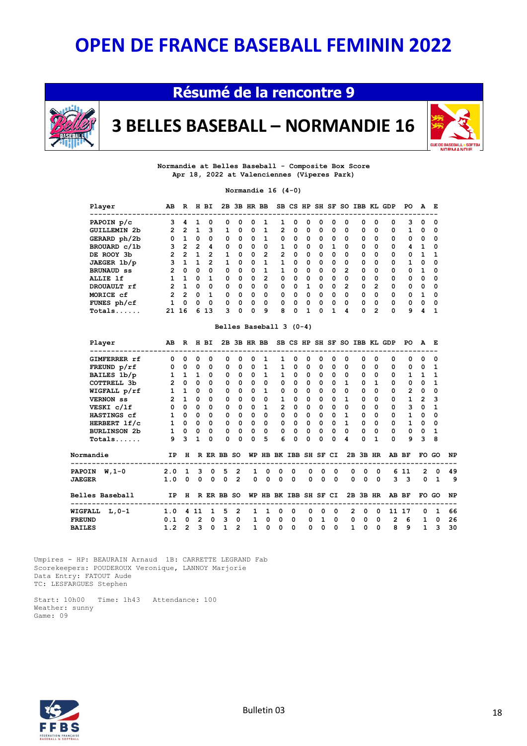# OPEN DE FRANCE BASEBALL FEMININ 2022

## Résumé de la rencontre 9

## 3 BELLES BASEBALL – NORMANDIE 16

Normandie at Belles Baseball - Composite Box Score
Apr 18, 2022 at Valenciennes (Vipères Park)

**Normandie 16 (4-0)**

| Player | AB | R | H | BI | 2B | 3B | HR | BB | SB | CS | HP | SH | SF | SO | IBB | KL | GDP | PO | A | E |
|---|---|---|---|---|---|---|---|---|---|---|---|---|---|---|---|---|---|---|---|---|
| PAPOIN p/c | 3 | 4 | 1 | 0 | 0 | 0 | 0 | 1 | 1 | 0 | 0 | 0 | 0 | 0 | 0 | 0 | 0 | 3 | 0 | 0 |
| GUILLEMIN 2b | 2 | 2 | 1 | 3 | 1 | 0 | 0 | 1 | 2 | 0 | 0 | 0 | 0 | 0 | 0 | 0 | 0 | 1 | 0 | 0 |
| GERARD ph/2b | 0 | 1 | 0 | 0 | 0 | 0 | 0 | 1 | 0 | 0 | 0 | 0 | 0 | 0 | 0 | 0 | 0 | 0 | 0 | 0 |
| BROUARD c/1b | 3 | 2 | 2 | 4 | 0 | 0 | 0 | 0 | 1 | 0 | 0 | 0 | 1 | 0 | 0 | 0 | 0 | 4 | 1 | 0 |
| DE ROOY 3b | 2 | 2 | 1 | 2 | 1 | 0 | 0 | 2 | 2 | 0 | 0 | 0 | 0 | 0 | 0 | 0 | 0 | 0 | 1 | 1 |
| JAEGER 1b/p | 3 | 1 | 1 | 2 | 1 | 0 | 0 | 1 | 1 | 0 | 0 | 0 | 0 | 0 | 0 | 0 | 0 | 1 | 0 | 0 |
| BRUNAUD ss | 2 | 0 | 0 | 0 | 0 | 0 | 0 | 1 | 1 | 0 | 0 | 0 | 0 | 2 | 0 | 0 | 0 | 0 | 1 | 0 |
| ALLIE lf | 1 | 1 | 0 | 1 | 0 | 0 | 0 | 2 | 0 | 0 | 0 | 0 | 0 | 0 | 0 | 0 | 0 | 0 | 0 | 0 |
| DROUAULT rf | 2 | 1 | 0 | 0 | 0 | 0 | 0 | 0 | 0 | 0 | 1 | 0 | 0 | 2 | 0 | 2 | 0 | 0 | 0 | 0 |
| MORICE cf | 2 | 2 | 0 | 1 | 0 | 0 | 0 | 0 | 0 | 0 | 0 | 0 | 0 | 0 | 0 | 0 | 0 | 0 | 1 | 0 |
| FUNES ph/cf | 1 | 0 | 0 | 0 | 0 | 0 | 0 | 0 | 0 | 0 | 0 | 0 | 0 | 0 | 0 | 0 | 0 | 0 | 0 | 0 |
| Totals...... | 21 | 16 | 6 | 13 | 3 | 0 | 0 | 9 | 8 | 0 | 1 | 0 | 1 | 4 | 0 | 2 | 0 | 9 | 4 | 1 |

**Belles Baseball 3 (0-4)**

| Player | AB | R | H | BI | 2B | 3B | HR | BB | SB | CS | HP | SH | SF | SO | IBB | KL | GDP | PO | A | E |
|---|---|---|---|---|---|---|---|---|---|---|---|---|---|---|---|---|---|---|---|---|
| GIMFERRER rf | 0 | 0 | 0 | 0 | 0 | 0 | 0 | 1 | 1 | 0 | 0 | 0 | 0 | 0 | 0 | 0 | 0 | 0 | 0 | 0 |
| FREUND p/rf | 0 | 0 | 0 | 0 | 0 | 0 | 0 | 1 | 1 | 0 | 0 | 0 | 0 | 0 | 0 | 0 | 0 | 0 | 0 | 1 |
| BAILES 1b/p | 1 | 1 | 1 | 0 | 0 | 0 | 0 | 1 | 1 | 0 | 0 | 0 | 0 | 0 | 0 | 0 | 0 | 1 | 1 | 1 |
| COTTRELL 3b | 2 | 0 | 0 | 0 | 0 | 0 | 0 | 0 | 0 | 0 | 0 | 0 | 0 | 1 | 0 | 1 | 0 | 0 | 0 | 1 |
| WIGFALL p/rf | 1 | 1 | 0 | 0 | 0 | 0 | 0 | 1 | 0 | 0 | 0 | 0 | 0 | 0 | 0 | 0 | 0 | 2 | 0 | 0 |
| VERNON ss | 2 | 1 | 0 | 0 | 0 | 0 | 0 | 0 | 1 | 0 | 0 | 0 | 0 | 1 | 0 | 0 | 0 | 1 | 2 | 3 |
| VESKI c/lf | 0 | 0 | 0 | 0 | 0 | 0 | 0 | 1 | 2 | 0 | 0 | 0 | 0 | 0 | 0 | 0 | 0 | 3 | 0 | 1 |
| HASTINGS cf | 1 | 0 | 0 | 0 | 0 | 0 | 0 | 0 | 0 | 0 | 0 | 0 | 0 | 1 | 0 | 0 | 0 | 1 | 0 | 0 |
| HERBERT lf/c | 1 | 0 | 0 | 0 | 0 | 0 | 0 | 0 | 0 | 0 | 0 | 0 | 0 | 1 | 0 | 0 | 0 | 1 | 0 | 0 |
| BURLINSON 2b | 1 | 0 | 0 | 0 | 0 | 0 | 0 | 0 | 0 | 0 | 0 | 0 | 0 | 0 | 0 | 0 | 0 | 0 | 0 | 1 |
| Totals...... | 9 | 3 | 1 | 0 | 0 | 0 | 0 | 5 | 6 | 0 | 0 | 0 | 0 | 4 | 0 | 1 | 0 | 9 | 3 | 8 |

| Normandie | IP | H | R | ER | BB | SO | WP | HB | BK | IBB | SH | SF | CI | 2B | 3B | HR | AB | BF | FO | GO | NP |
|---|---|---|---|---|---|---|---|---|---|---|---|---|---|---|---|---|---|---|---|---|---|
| PAPOIN W,1-0 | 2.0 | 1 | 3 | 0 | 5 | 2 | 1 | 0 | 0 | 0 | 0 | 0 | 0 | 0 | 0 | 0 | 6 | 11 | 2 | 0 | 49 |
| JAEGER | 1.0 | 0 | 0 | 0 | 0 | 2 | 0 | 0 | 0 | 0 | 0 | 0 | 0 | 0 | 0 | 0 | 3 | 3 | 0 | 1 | 9 |

| Belles Baseball | IP | H | R | ER | BB | SO | WP | HB | BK | IBB | SH | SF | CI | 2B | 3B | HR | AB | BF | FO | GO | NP |
|---|---|---|---|---|---|---|---|---|---|---|---|---|---|---|---|---|---|---|---|---|---|
| WIGFALL L,0-1 | 1.0 | 4 | 11 | 1 | 5 | 2 | 1 | 1 | 0 | 0 | 0 | 0 | 0 | 2 | 0 | 0 | 11 | 17 | 0 | 1 | 66 |
| FREUND | 0.1 | 0 | 2 | 0 | 3 | 0 | 1 | 0 | 0 | 0 | 0 | 1 | 0 | 0 | 0 | 0 | 2 | 6 | 1 | 0 | 26 |
| BAILES | 1.2 | 2 | 3 | 0 | 1 | 2 | 1 | 0 | 0 | 0 | 0 | 0 | 0 | 1 | 0 | 0 | 8 | 9 | 1 | 3 | 30 |

Umpires - HP: BEAURAIN Arnaud 1B: CARRETTE LEGRAND Fab
Scorekeepers: POUDEROUX Veronique, LANNOY Marjorie
Data Entry: FATOUT Aude
TC: LESFARGUES Stephen

Start: 10h00 Time: 1h43 Attendance: 100
Weather: sunny
Game: 09

Bulletin 03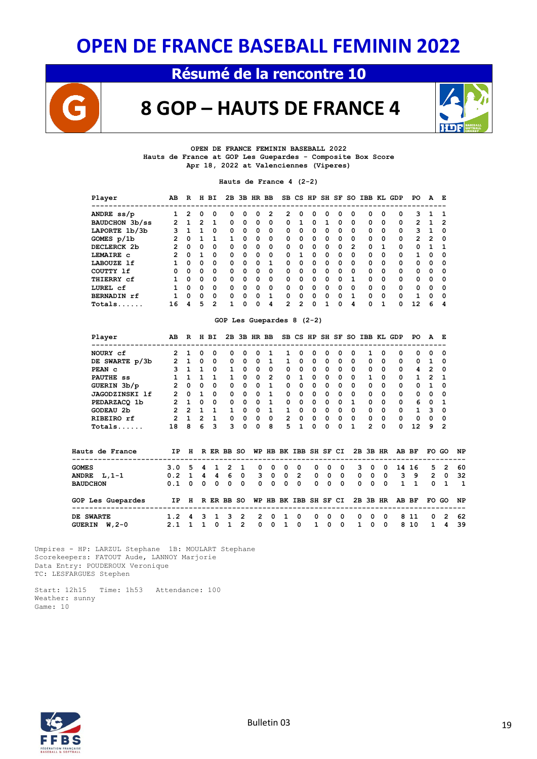# OPEN DE FRANCE BASEBALL FEMININ 2022

## Résumé de la rencontre 10

## 8 GOP – HAUTS DE FRANCE 4

OPEN DE FRANCE FEMININ BASEBALL 2022
Hauts de France at GOP Les Guepardes - Composite Box Score
Apr 18, 2022 at Valenciennes (Vipperes)

**Hauts de France 4 (2-2)**

| Player | AB | R | H | BI | 2B | 3B | HR | BB | SB | CS | HP | SH | SF | SO | IBB | KL | GDP | PO | A | E |
|---|---|---|---|---|---|---|---|---|---|---|---|---|---|---|---|---|---|---|---|---|
| ANDRE ss/p | 1 | 2 | 0 | 0 | 0 | 0 | 0 | 2 | 2 | 0 | 0 | 0 | 0 | 0 | 0 | 0 | 0 | 3 | 1 | 1 |
| BAUDCHON 3b/ss | 2 | 1 | 2 | 1 | 0 | 0 | 0 | 0 | 0 | 1 | 0 | 1 | 0 | 0 | 0 | 0 | 0 | 2 | 1 | 2 |
| LAPORTE 1b/3b | 3 | 1 | 1 | 0 | 0 | 0 | 0 | 0 | 0 | 0 | 0 | 0 | 0 | 0 | 0 | 0 | 0 | 3 | 1 | 0 |
| GOMES p/1b | 2 | 0 | 1 | 1 | 1 | 0 | 0 | 0 | 0 | 0 | 0 | 0 | 0 | 0 | 0 | 0 | 0 | 2 | 2 | 0 |
| DECLERCK 2b | 2 | 0 | 0 | 0 | 0 | 0 | 0 | 0 | 0 | 0 | 0 | 0 | 0 | 2 | 0 | 1 | 0 | 0 | 1 | 1 |
| LEMAIRE c | 2 | 0 | 1 | 0 | 0 | 0 | 0 | 0 | 0 | 1 | 0 | 0 | 0 | 0 | 0 | 0 | 0 | 1 | 0 | 0 |
| LABOUZE lf | 1 | 0 | 0 | 0 | 0 | 0 | 0 | 1 | 0 | 0 | 0 | 0 | 0 | 0 | 0 | 0 | 0 | 0 | 0 | 0 |
| COUTTY lf | 0 | 0 | 0 | 0 | 0 | 0 | 0 | 0 | 0 | 0 | 0 | 0 | 0 | 0 | 0 | 0 | 0 | 0 | 0 | 0 |
| THIERRY cf | 1 | 0 | 0 | 0 | 0 | 0 | 0 | 0 | 0 | 0 | 0 | 0 | 0 | 1 | 0 | 0 | 0 | 0 | 0 | 0 |
| LUREL cf | 1 | 0 | 0 | 0 | 0 | 0 | 0 | 0 | 0 | 0 | 0 | 0 | 0 | 0 | 0 | 0 | 0 | 0 | 0 | 0 |
| BERNADIN rf | 1 | 0 | 0 | 0 | 0 | 0 | 0 | 1 | 0 | 0 | 0 | 0 | 0 | 1 | 0 | 0 | 0 | 1 | 0 | 0 |
| Totals...... | 16 | 4 | 5 | 2 | 1 | 0 | 0 | 4 | 2 | 2 | 0 | 1 | 0 | 4 | 0 | 1 | 0 | 12 | 6 | 4 |

**GOP Les Guepardes 8 (2-2)**

| Player | AB | R | H | BI | 2B | 3B | HR | BB | SB | CS | HP | SH | SF | SO | IBB | KL | GDP | PO | A | E |
|---|---|---|---|---|---|---|---|---|---|---|---|---|---|---|---|---|---|---|---|---|
| NOURY cf | 2 | 1 | 0 | 0 | 0 | 0 | 0 | 1 | 1 | 0 | 0 | 0 | 0 | 0 | 1 | 0 | 0 | 0 | 0 | 0 |
| DE SWARTE p/3b | 2 | 1 | 0 | 0 | 0 | 0 | 0 | 1 | 1 | 0 | 0 | 0 | 0 | 0 | 0 | 0 | 0 | 0 | 1 | 0 |
| PEAN c | 3 | 1 | 1 | 0 | 1 | 0 | 0 | 0 | 0 | 0 | 0 | 0 | 0 | 0 | 0 | 0 | 0 | 4 | 2 | 0 |
| PAUTHE ss | 1 | 1 | 1 | 1 | 1 | 0 | 0 | 2 | 0 | 1 | 0 | 0 | 0 | 0 | 1 | 0 | 0 | 1 | 2 | 1 |
| GUERIN 3b/p | 2 | 0 | 0 | 0 | 0 | 0 | 0 | 1 | 0 | 0 | 0 | 0 | 0 | 0 | 0 | 0 | 0 | 0 | 1 | 0 |
| JAGODZINSKI lf | 2 | 0 | 1 | 0 | 0 | 0 | 0 | 1 | 0 | 0 | 0 | 0 | 0 | 0 | 0 | 0 | 0 | 0 | 0 | 0 |
| PEDARZACQ 1b | 2 | 1 | 0 | 0 | 0 | 0 | 0 | 1 | 0 | 0 | 0 | 0 | 0 | 1 | 0 | 0 | 0 | 6 | 0 | 1 |
| GODEAU 2b | 2 | 2 | 1 | 1 | 1 | 0 | 0 | 1 | 1 | 0 | 0 | 0 | 0 | 0 | 0 | 0 | 0 | 1 | 3 | 0 |
| RIBEIRO rf | 2 | 1 | 2 | 1 | 0 | 0 | 0 | 0 | 2 | 0 | 0 | 0 | 0 | 0 | 0 | 0 | 0 | 0 | 0 | 0 |
| Totals...... | 18 | 8 | 6 | 3 | 3 | 0 | 0 | 8 | 5 | 1 | 0 | 0 | 0 | 1 | 2 | 0 | 0 | 12 | 9 | 2 |

| Hauts de France | IP | H | R | ER | BB | SO | WP | HB | BK | IBB | SH | SF | CI | 2B | 3B | HR | AB | BF | FO | GO | NP |
|---|---|---|---|---|---|---|---|---|---|---|---|---|---|---|---|---|---|---|---|---|---|
| GOMES | 3.0 | 5 | 4 | 1 | 2 | 1 | 0 | 0 | 0 | 0 | 0 | 0 | 0 | 3 | 0 | 0 | 14 | 16 | 5 | 2 | 60 |
| ANDRE L,1-1 | 0.2 | 1 | 4 | 4 | 6 | 0 | 3 | 0 | 0 | 2 | 0 | 0 | 0 | 0 | 0 | 0 | 3 | 9 | 2 | 0 | 32 |
| BAUDCHON | 0.1 | 0 | 0 | 0 | 0 | 0 | 0 | 0 | 0 | 0 | 0 | 0 | 0 | 0 | 0 | 0 | 1 | 1 | 0 | 1 | 1 |

| GOP Les Guepardes | IP | H | R | ER | BB | SO | WP | HB | BK | IBB | SH | SF | CI | 2B | 3B | HR | AB | BF | FO | GO | NP |
|---|---|---|---|---|---|---|---|---|---|---|---|---|---|---|---|---|---|---|---|---|---|
| DE SWARTE | 1.2 | 4 | 3 | 1 | 3 | 2 | 2 | 0 | 1 | 0 | 0 | 0 | 0 | 0 | 0 | 0 | 8 | 11 | 0 | 2 | 62 |
| GUERIN W,2-0 | 2.1 | 1 | 1 | 0 | 1 | 2 | 0 | 0 | 1 | 0 | 1 | 0 | 0 | 1 | 0 | 0 | 8 | 10 | 1 | 4 | 39 |

Umpires - HP: LARZUL Stephane 1B: MOULART Stephane
Scorekeepers: FATOUT Aude, LANNOY Marjorie
Data Entry: POUDEROUX Veronique
TC: LESFARGUES Stephen

Start: 12h15 Time: 1h53 Attendance: 100
Weather: sunny
Game: 10

Bulletin 03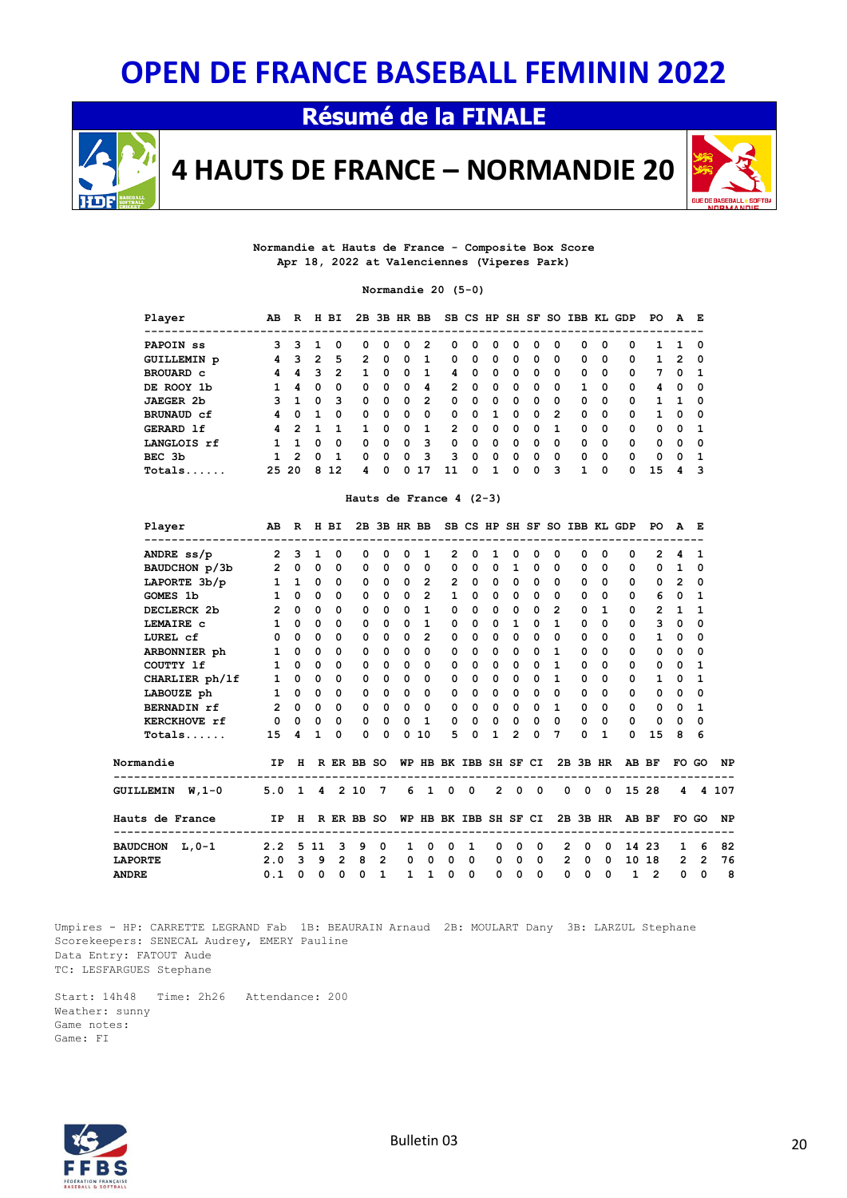# OPEN DE FRANCE BASEBALL FEMININ 2022

## Résumé de la FINALE

## 4 HAUTS DE FRANCE – NORMANDIE 20

Normandie at Hauts de France - Composite Box Score
Apr 18, 2022 at Valenciennes (Viperes Park)

Normandie 20 (5-0)

| Player | AB | R | H | BI | 2B | 3B | HR | BB | SB | CS | HP | SH | SF | SO | IBB | KL | GDP | PO | A | E |
|---|---|---|---|---|---|---|---|---|---|---|---|---|---|---|---|---|---|---|---|---|
| PAPOIN ss | 3 | 3 | 1 | 0 | 0 | 0 | 0 | 2 | 0 | 0 | 0 | 0 | 0 | 0 | 0 | 0 | 0 | 1 | 1 | 0 |
| GUILLEMIN p | 4 | 3 | 2 | 5 | 2 | 0 | 0 | 1 | 0 | 0 | 0 | 0 | 0 | 0 | 0 | 0 | 0 | 1 | 2 | 0 |
| BROUARD c | 4 | 4 | 3 | 2 | 1 | 0 | 0 | 1 | 4 | 0 | 0 | 0 | 0 | 0 | 0 | 0 | 0 | 7 | 0 | 1 |
| DE ROOY 1b | 1 | 4 | 0 | 0 | 0 | 0 | 0 | 4 | 2 | 0 | 0 | 0 | 0 | 0 | 1 | 0 | 0 | 4 | 0 | 0 |
| JAEGER 2b | 3 | 1 | 0 | 3 | 0 | 0 | 0 | 2 | 0 | 0 | 0 | 0 | 0 | 0 | 0 | 0 | 0 | 1 | 1 | 0 |
| BRUNAUD cf | 4 | 0 | 1 | 0 | 0 | 0 | 0 | 0 | 0 | 0 | 1 | 0 | 0 | 2 | 0 | 0 | 0 | 1 | 0 | 0 |
| GERARD lf | 4 | 2 | 1 | 1 | 1 | 0 | 0 | 1 | 2 | 0 | 0 | 0 | 0 | 1 | 0 | 0 | 0 | 0 | 0 | 1 |
| LANGLOIS rf | 1 | 1 | 0 | 0 | 0 | 0 | 0 | 3 | 0 | 0 | 0 | 0 | 0 | 0 | 0 | 0 | 0 | 0 | 0 | 0 |
| BEC 3b | 1 | 2 | 0 | 1 | 0 | 0 | 0 | 3 | 3 | 0 | 0 | 0 | 0 | 0 | 0 | 0 | 0 | 0 | 0 | 1 |
| Totals...... | 25 | 20 | 8 | 12 | 4 | 0 | 0 | 17 | 11 | 0 | 1 | 0 | 0 | 3 | 1 | 0 | 0 | 15 | 4 | 3 |

Hauts de France 4 (2-3)

| Player | AB | R | H | BI | 2B | 3B | HR | BB | SB | CS | HP | SH | SF | SO | IBB | KL | GDP | PO | A | E |
|---|---|---|---|---|---|---|---|---|---|---|---|---|---|---|---|---|---|---|---|---|
| ANDRE ss/p | 2 | 3 | 1 | 0 | 0 | 0 | 0 | 1 | 2 | 0 | 1 | 0 | 0 | 0 | 0 | 0 | 0 | 2 | 4 | 1 |
| BAUDCHON p/3b | 2 | 0 | 0 | 0 | 0 | 0 | 0 | 0 | 0 | 0 | 0 | 1 | 0 | 0 | 0 | 0 | 0 | 0 | 1 | 0 |
| LAPORTE 3b/p | 1 | 1 | 0 | 0 | 0 | 0 | 0 | 2 | 2 | 0 | 0 | 0 | 0 | 0 | 0 | 0 | 0 | 0 | 2 | 0 |
| GOMES 1b | 1 | 0 | 0 | 0 | 0 | 0 | 0 | 2 | 1 | 0 | 0 | 0 | 0 | 0 | 0 | 0 | 0 | 6 | 0 | 1 |
| DECLERCK 2b | 2 | 0 | 0 | 0 | 0 | 0 | 0 | 1 | 0 | 0 | 0 | 0 | 0 | 2 | 0 | 1 | 0 | 2 | 1 | 1 |
| LEMAIRE c | 1 | 0 | 0 | 0 | 0 | 0 | 0 | 1 | 0 | 0 | 0 | 1 | 0 | 1 | 0 | 0 | 0 | 3 | 0 | 0 |
| LUREL cf | 0 | 0 | 0 | 0 | 0 | 0 | 0 | 2 | 0 | 0 | 0 | 0 | 0 | 0 | 0 | 0 | 0 | 1 | 0 | 0 |
| ARBONNIER ph | 1 | 0 | 0 | 0 | 0 | 0 | 0 | 0 | 0 | 0 | 0 | 0 | 0 | 1 | 0 | 0 | 0 | 0 | 0 | 0 |
| COUTTY lf | 1 | 0 | 0 | 0 | 0 | 0 | 0 | 0 | 0 | 0 | 0 | 0 | 0 | 1 | 0 | 0 | 0 | 0 | 0 | 1 |
| CHARLIER ph/lf | 1 | 0 | 0 | 0 | 0 | 0 | 0 | 0 | 0 | 0 | 0 | 0 | 0 | 1 | 0 | 0 | 0 | 1 | 0 | 1 |
| LABOUZE ph | 1 | 0 | 0 | 0 | 0 | 0 | 0 | 0 | 0 | 0 | 0 | 0 | 0 | 0 | 0 | 0 | 0 | 0 | 0 | 0 |
| BERNADIN rf | 2 | 0 | 0 | 0 | 0 | 0 | 0 | 0 | 0 | 0 | 0 | 0 | 0 | 1 | 0 | 0 | 0 | 0 | 0 | 1 |
| KERCKHOVE rf | 0 | 0 | 0 | 0 | 0 | 0 | 0 | 1 | 0 | 0 | 0 | 0 | 0 | 0 | 0 | 0 | 0 | 0 | 0 | 0 |
| Totals...... | 15 | 4 | 1 | 0 | 0 | 0 | 0 | 10 | 5 | 0 | 1 | 2 | 0 | 7 | 0 | 1 | 0 | 15 | 8 | 6 |

| Normandie | IP | H | R | ER | BB | SO | WP | HB | BK | IBB | SH | SF | CI | 2B | 3B | HR | AB | BF | FO | GO | NP |
|---|---|---|---|---|---|---|---|---|---|---|---|---|---|---|---|---|---|---|---|---|---|
| GUILLEMIN W,1-0 | 5.0 | 1 | 4 | 2 | 10 | 7 | 6 | 1 | 0 | 0 | 2 | 0 | 0 | 0 | 0 | 0 | 15 | 28 | 4 | 4 | 107 |

| Hauts de France | IP | H | R | ER | BB | SO | WP | HB | BK | IBB | SH | SF | CI | 2B | 3B | HR | AB | BF | FO | GO | NP |
|---|---|---|---|---|---|---|---|---|---|---|---|---|---|---|---|---|---|---|---|---|---|
| BAUDCHON L,0-1 | 2.2 | 5 | 11 | 3 | 9 | 0 | 1 | 0 | 0 | 1 | 0 | 0 | 0 | 2 | 0 | 0 | 14 | 23 | 1 | 6 | 82 |
| LAPORTE | 2.0 | 3 | 9 | 2 | 8 | 2 | 0 | 0 | 0 | 0 | 0 | 0 | 0 | 2 | 0 | 0 | 10 | 18 | 2 | 2 | 76 |
| ANDRE | 0.1 | 0 | 0 | 0 | 0 | 1 | 1 | 1 | 0 | 0 | 0 | 0 | 0 | 0 | 0 | 0 | 1 | 2 | 0 | 0 | 8 |

Umpires - HP: CARRETTE LEGRAND Fab 1B: BEAURAIN Arnaud 2B: MOULART Dany 3B: LARZUL Stephane
Scorekeepers: SENECAL Audrey, EMERY Pauline
Data Entry: FATOUT Aude
TC: LESFARGUES Stephane

Start: 14h48 Time: 2h26 Attendance: 200
Weather: sunny
Game notes:
Game: FI

Bulletin 03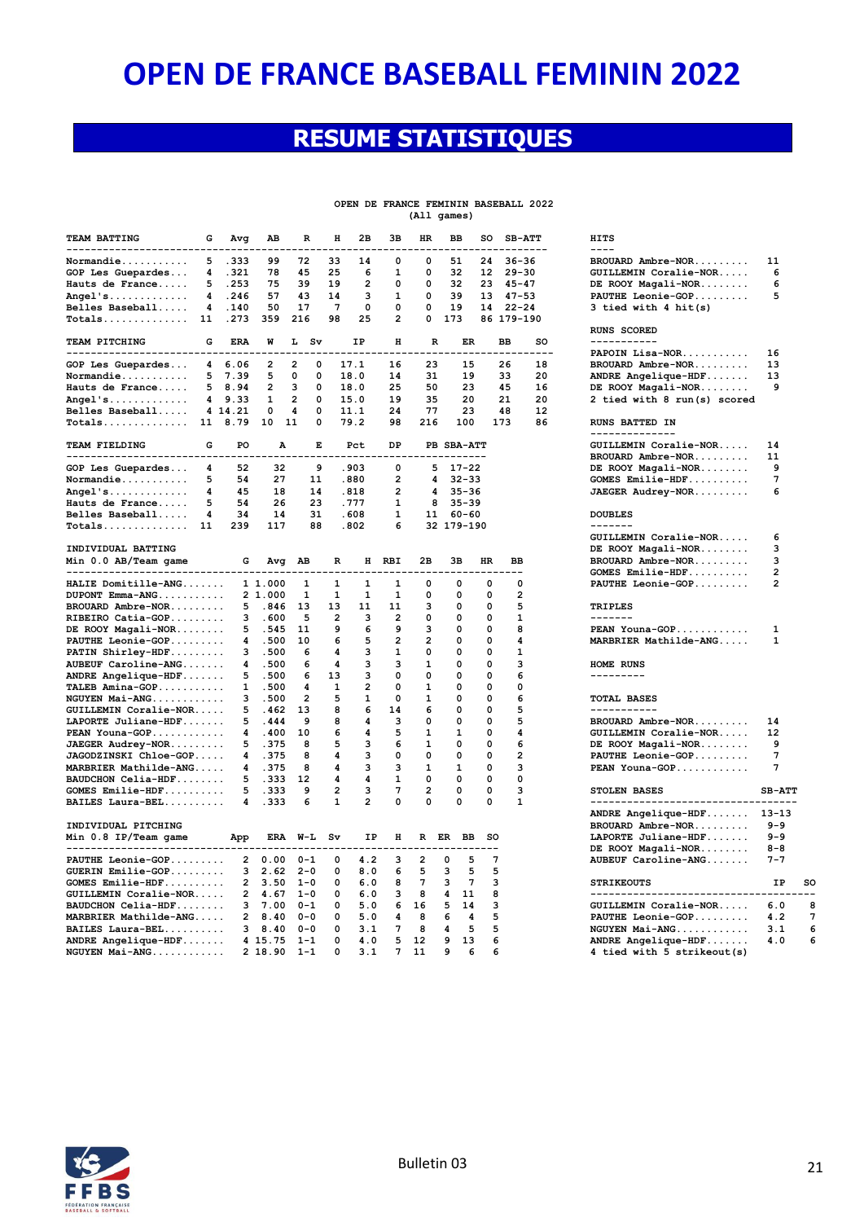# OPEN DE FRANCE BASEBALL FEMININ 2022

## RESUME STATISTIQUES

OPEN DE FRANCE FEMININ BASEBALL 2022
(All games)

| TEAM BATTING | G | Avg | AB | R | H | 2B | 3B | HR | BB | SO | SB-ATT |
|---|---|---|---|---|---|---|---|---|---|---|---|
| Normandie | 5 | .333 | 99 | 72 | 33 | 14 | 0 | 0 | 51 | 24 | 36-36 |
| GOP Les Guepardes | 4 | .321 | 78 | 45 | 25 | 6 | 1 | 0 | 32 | 12 | 29-30 |
| Hauts de France | 5 | .253 | 75 | 39 | 19 | 2 | 0 | 0 | 32 | 23 | 45-47 |
| Angel's | 4 | .246 | 57 | 43 | 14 | 3 | 1 | 0 | 39 | 13 | 47-53 |
| Belles Baseball | 4 | .140 | 50 | 17 | 7 | 0 | 0 | 0 | 19 | 14 | 22-24 |
| Totals | 11 | .273 | 359 | 216 | 98 | 25 | 2 | 0 | 173 | 86 | 179-190 |

| TEAM PITCHING | G | ERA | W | L | Sv | IP | H | R | ER | BB | SO |
|---|---|---|---|---|---|---|---|---|---|---|---|
| GOP Les Guepardes | 4 | 6.06 | 2 | 2 | 0 | 17.1 | 16 | 23 | 15 | 26 | 18 |
| Normandie | 5 | 7.39 | 5 | 0 | 0 | 18.0 | 14 | 31 | 19 | 33 | 20 |
| Hauts de France | 5 | 8.94 | 2 | 3 | 0 | 18.0 | 25 | 50 | 23 | 45 | 16 |
| Angel's | 4 | 9.33 | 1 | 2 | 0 | 15.0 | 19 | 35 | 20 | 21 | 20 |
| Belles Baseball | 4 | 14.21 | 0 | 4 | 0 | 11.1 | 24 | 77 | 23 | 48 | 12 |
| Totals | 11 | 8.79 | 10 | 11 | 0 | 79.2 | 98 | 216 | 100 | 173 | 86 |

| TEAM FIELDING | G | PO | A | E | Pct | DP | PB | SBA-ATT |
|---|---|---|---|---|---|---|---|---|
| GOP Les Guepardes | 4 | 52 | 32 | 9 | .903 | 0 | 5 | 17-22 |
| Normandie | 5 | 54 | 27 | 11 | .880 | 2 | 4 | 32-33 |
| Angel's | 4 | 45 | 18 | 14 | .818 | 2 | 4 | 35-36 |
| Hauts de France | 5 | 54 | 26 | 23 | .777 | 1 | 8 | 35-39 |
| Belles Baseball | 4 | 34 | 14 | 31 | .608 | 1 | 11 | 60-60 |
| Totals | 11 | 239 | 117 | 88 | .802 | 6 | 32 | 179-190 |

INDIVIDUAL BATTING
Min 0.0 AB/Team game

| Player | G | Avg | AB | R | H | RBI | 2B | 3B | HR | BB |
|---|---|---|---|---|---|---|---|---|---|---|
| HALIE Domitille-ANG | 1 | 1.000 | 1 | 1 | 1 | 1 | 0 | 0 | 0 | 0 |
| DUPONT Emma-ANG | 2 | 1.000 | 1 | 1 | 1 | 1 | 0 | 0 | 0 | 2 |
| BROUARD Ambre-NOR | 5 | .846 | 13 | 13 | 11 | 11 | 3 | 0 | 0 | 5 |
| RIBEIRO Catia-GOP | 3 | .600 | 5 | 2 | 3 | 2 | 0 | 0 | 0 | 1 |
| DE ROOY Magali-NOR | 5 | .545 | 11 | 9 | 6 | 9 | 3 | 0 | 0 | 8 |
| PAUTHE Leonie-GOP | 4 | .500 | 10 | 6 | 5 | 2 | 2 | 0 | 0 | 4 |
| PATIN Shirley-HDF | 3 | .500 | 6 | 4 | 3 | 1 | 0 | 0 | 0 | 1 |
| AUBEUF Caroline-ANG | 4 | .500 | 6 | 4 | 3 | 3 | 1 | 0 | 0 | 3 |
| ANDRE Angelique-HDF | 5 | .500 | 6 | 13 | 3 | 0 | 0 | 0 | 0 | 6 |
| TALEB Amina-GOP | 1 | .500 | 4 | 1 | 2 | 0 | 1 | 0 | 0 | 0 |
| NGUYEN Mai-ANG | 3 | .500 | 2 | 5 | 1 | 0 | 1 | 0 | 0 | 6 |
| GUILLEMIN Coralie-NOR | 5 | .462 | 13 | 8 | 6 | 14 | 6 | 0 | 0 | 5 |
| LAPORTE Juliane-HDF | 5 | .444 | 9 | 8 | 4 | 3 | 0 | 0 | 0 | 5 |
| PEAN Youna-GOP | 4 | .400 | 10 | 6 | 4 | 5 | 1 | 1 | 0 | 4 |
| JAEGER Audrey-NOR | 5 | .375 | 8 | 5 | 3 | 6 | 1 | 0 | 0 | 6 |
| JAGODZINSKI Chloe-GOP | 4 | .375 | 8 | 4 | 3 | 0 | 0 | 0 | 0 | 2 |
| MARBRIER Mathilde-ANG | 4 | .375 | 8 | 4 | 3 | 3 | 1 | 1 | 0 | 3 |
| BAUDCHON Celia-HDF | 4 | .333 | 12 | 4 | 4 | 1 | 0 | 0 | 0 | 0 |
| GOMES Emilie-HDF | 5 | .333 | 9 | 2 | 3 | 7 | 2 | 0 | 0 | 3 |
| BAILES Laura-BEL | 4 | .333 | 6 | 1 | 2 | 0 | 0 | 0 | 0 | 1 |

INDIVIDUAL PITCHING
Min 0.8 IP/Team game

| Player | App | ERA | W-L | Sv | IP | H | R | ER | BB | SO |
|---|---|---|---|---|---|---|---|---|---|---|
| PAUTHE Leonie-GOP | 2 | 0.00 | 0-1 | 0 | 4.2 | 3 | 2 | 0 | 5 | 7 |
| GUERIN Emilie-GOP | 3 | 2.62 | 2-0 | 0 | 8.0 | 6 | 5 | 3 | 5 | 5 |
| GOMES Emilie-HDF | 2 | 3.50 | 1-0 | 0 | 6.0 | 8 | 7 | 3 | 7 | 3 |
| GUILLEMIN Coralie-NOR | 2 | 4.67 | 1-0 | 0 | 6.0 | 3 | 8 | 4 | 11 | 8 |
| BAUDCHON Celia-HDF | 3 | 7.00 | 0-1 | 0 | 5.0 | 6 | 16 | 5 | 14 | 3 |
| MARBRIER Mathilde-ANG | 2 | 8.40 | 0-0 | 0 | 5.0 | 4 | 8 | 6 | 4 | 5 |
| BAILES Laura-BEL | 3 | 8.40 | 0-0 | 0 | 3.1 | 7 | 8 | 4 | 5 | 5 |
| ANDRE Angelique-HDF | 4 | 15.75 | 1-1 | 0 | 4.0 | 5 | 12 | 9 | 13 | 6 |
| NGUYEN Mai-ANG | 2 | 18.90 | 1-1 | 0 | 3.1 | 7 | 11 | 9 | 6 | 6 |

**HITS**

| Player | H |
|---|---|
| BROUARD Ambre-NOR | 11 |
| GUILLEMIN Coralie-NOR | 6 |
| DE ROOY Magali-NOR | 6 |
| PAUTHE Leonie-GOP | 5 |
| 3 tied with 4 hit(s) | |

**RUNS SCORED**

| Player | R |
|---|---|
| PAPOIN Lisa-NOR | 16 |
| BROUARD Ambre-NOR | 13 |
| ANDRE Angelique-HDF | 13 |
| DE ROOY Magali-NOR | 9 |
| 2 tied with 8 run(s) scored | |

**RUNS BATTED IN**

| Player | RBI |
|---|---|
| GUILLEMIN Coralie-NOR | 14 |
| BROUARD Ambre-NOR | 11 |
| DE ROOY Magali-NOR | 9 |
| GOMES Emilie-HDF | 7 |
| JAEGER Audrey-NOR | 6 |

**DOUBLES**

| Player | 2B |
|---|---|
| GUILLEMIN Coralie-NOR | 6 |
| DE ROOY Magali-NOR | 3 |
| BROUARD Ambre-NOR | 3 |
| GOMES Emilie-HDF | 2 |
| PAUTHE Leonie-GOP | 2 |

**TRIPLES**

| Player | 3B |
|---|---|
| PEAN Youna-GOP | 1 |
| MARBRIER Mathilde-ANG | 1 |

**HOME RUNS**

**TOTAL BASES**

| Player | TB |
|---|---|
| BROUARD Ambre-NOR | 14 |
| GUILLEMIN Coralie-NOR | 12 |
| DE ROOY Magali-NOR | 9 |
| PAUTHE Leonie-GOP | 7 |
| PEAN Youna-GOP | 7 |

**STOLEN BASES**

| Player | SB-ATT |
|---|---|
| ANDRE Angelique-HDF | 13-13 |
| BROUARD Ambre-NOR | 9-9 |
| LAPORTE Juliane-HDF | 9-9 |
| DE ROOY Magali-NOR | 8-8 |
| AUBEUF Caroline-ANG | 7-7 |

**STRIKEOUTS**

| Player | IP | SO |
|---|---|---|
| GUILLEMIN Coralie-NOR | 6.0 | 8 |
| PAUTHE Leonie-GOP | 4.2 | 7 |
| NGUYEN Mai-ANG | 3.1 | 6 |
| ANDRE Angelique-HDF | 4.0 | 6 |
| 4 tied with 5 strikeout(s) | | |

Bulletin 03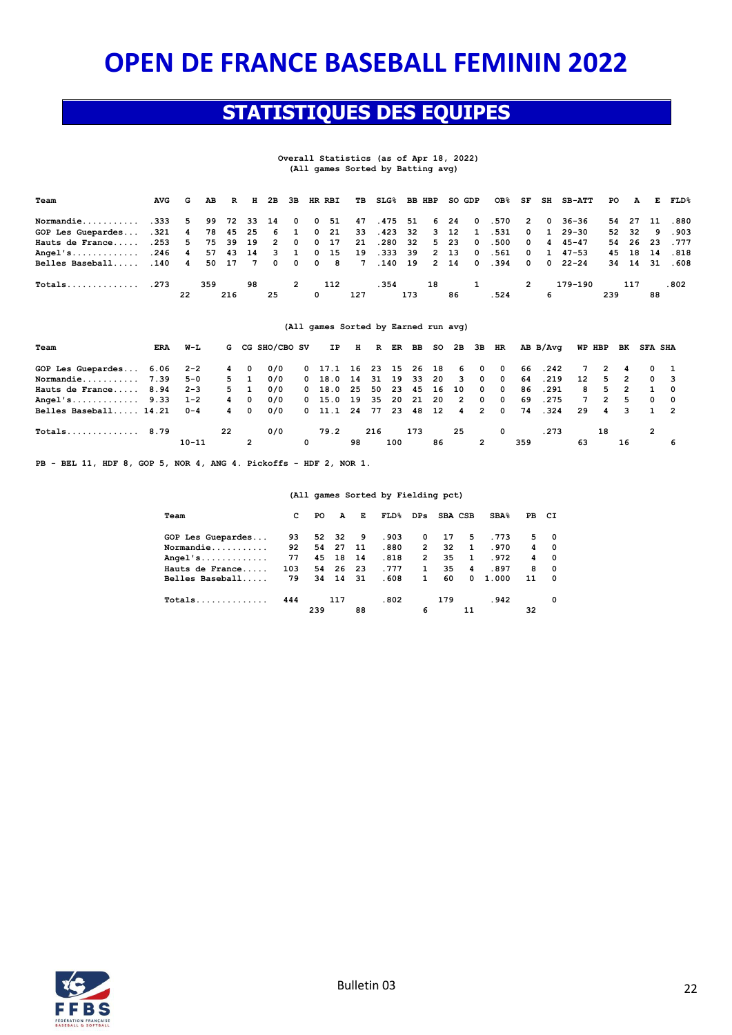# OPEN DE FRANCE BASEBALL FEMININ 2022

## STATISTIQUES DES EQUIPES

Overall Statistics (as of Apr 18, 2022)
(All games Sorted by Batting avg)

| Team | AVG | G | AB | R | H | 2B | 3B | HR | RBI | TB | SLG% | BB | HBP | SO | GDP | OB% | SF | SH | SB-ATT | PO | A | E | FLD% |
|---|---|---|---|---|---|---|---|---|---|---|---|---|---|---|---|---|---|---|---|---|---|---|---|
| Normandie........... | .333 | 5 | 99 | 72 | 33 | 14 | 0 | 0 | 51 | 47 | .475 | 51 | 6 | 24 | 0 | .570 | 2 | 0 | 36-36 | 54 | 27 | 11 | .880 |
| GOP Les Guepardes... | .321 | 4 | 78 | 45 | 25 | 6 | 1 | 0 | 21 | 33 | .423 | 32 | 3 | 12 | 1 | .531 | 0 | 1 | 29-30 | 52 | 32 | 9 | .903 |
| Hauts de France..... | .253 | 5 | 75 | 39 | 19 | 2 | 0 | 0 | 17 | 21 | .280 | 32 | 5 | 23 | 0 | .500 | 0 | 4 | 45-47 | 54 | 26 | 23 | .777 |
| Angel's............. | .246 | 4 | 57 | 43 | 14 | 3 | 1 | 0 | 15 | 19 | .333 | 39 | 2 | 13 | 0 | .561 | 0 | 1 | 47-53 | 45 | 18 | 14 | .818 |
| Belles Baseball..... | .140 | 4 | 50 | 17 | 7 | 0 | 0 | 0 | 8 | 7 | .140 | 19 | 2 | 14 | 0 | .394 | 0 | 0 | 22-24 | 34 | 14 | 31 | .608 |
| Totals.............. | .273 | 22 | 359 | 216 | 98 | 25 | 2 | 0 | 112 | 127 | .354 | 173 | 18 | 86 | 1 | .524 | 2 | 6 | 179-190 | 239 | 117 | 88 | .802 |

(All games Sorted by Earned run avg)

| Team | ERA | W-L | G | CG | SHO/CBO | SV | IP | H | R | ER | BB | SO | 2B | 3B | HR | AB | B/Avg | WP | HBP | BK | SFA | SHA |
|---|---|---|---|---|---|---|---|---|---|---|---|---|---|---|---|---|---|---|---|---|---|---|
| GOP Les Guepardes... | 6.06 | 2-2 | 4 | 0 | 0/0 | 0 | 17.1 | 16 | 23 | 15 | 26 | 18 | 6 | 0 | 0 | 66 | .242 | 7 | 2 | 4 | 0 | 1 |
| Normandie........... | 7.39 | 5-0 | 5 | 1 | 0/0 | 0 | 18.0 | 14 | 31 | 19 | 33 | 20 | 3 | 0 | 0 | 64 | .219 | 12 | 5 | 2 | 0 | 3 |
| Hauts de France..... | 8.94 | 2-3 | 5 | 1 | 0/0 | 0 | 18.0 | 25 | 50 | 23 | 45 | 16 | 10 | 0 | 0 | 86 | .291 | 8 | 5 | 2 | 1 | 0 |
| Angel's............. | 9.33 | 1-2 | 4 | 0 | 0/0 | 0 | 15.0 | 19 | 35 | 20 | 21 | 20 | 2 | 0 | 0 | 69 | .275 | 7 | 2 | 5 | 0 | 0 |
| Belles Baseball..... | 14.21 | 0-4 | 4 | 0 | 0/0 | 0 | 11.1 | 24 | 77 | 23 | 48 | 12 | 4 | 2 | 0 | 74 | .324 | 29 | 4 | 3 | 1 | 2 |
| Totals.............. | 8.79 | 10-11 | 22 | 2 | 0/0 | 0 | 79.2 | 98 | 216 | 100 | 173 | 86 | 25 | 2 | 0 | 359 | .273 | 63 | 18 | 16 | 2 | 6 |

PB - BEL 11, HDF 8, GOP 5, NOR 4, ANG 4. Pickoffs - HDF 2, NOR 1.

(All games Sorted by Fielding pct)

| Team | C | PO | A | E | FLD% | DPs | SBA | CSB | SBA% | PB | CI |
|---|---|---|---|---|---|---|---|---|---|---|---|
| GOP Les Guepardes... | 93 | 52 | 32 | 9 | .903 | 0 | 17 | 5 | .773 | 5 | 0 |
| Normandie........... | 92 | 54 | 27 | 11 | .880 | 2 | 32 | 1 | .970 | 4 | 0 |
| Angel's............. | 77 | 45 | 18 | 14 | .818 | 2 | 35 | 1 | .972 | 4 | 0 |
| Hauts de France..... | 103 | 54 | 26 | 23 | .777 | 1 | 35 | 4 | .897 | 8 | 0 |
| Belles Baseball..... | 79 | 34 | 14 | 31 | .608 | 1 | 60 | 0 | 1.000 | 11 | 0 |
| Totals.............. | 444 | 239 | 117 | 88 | .802 | 6 | 179 | 11 | .942 | 32 | 0 |

Bulletin 03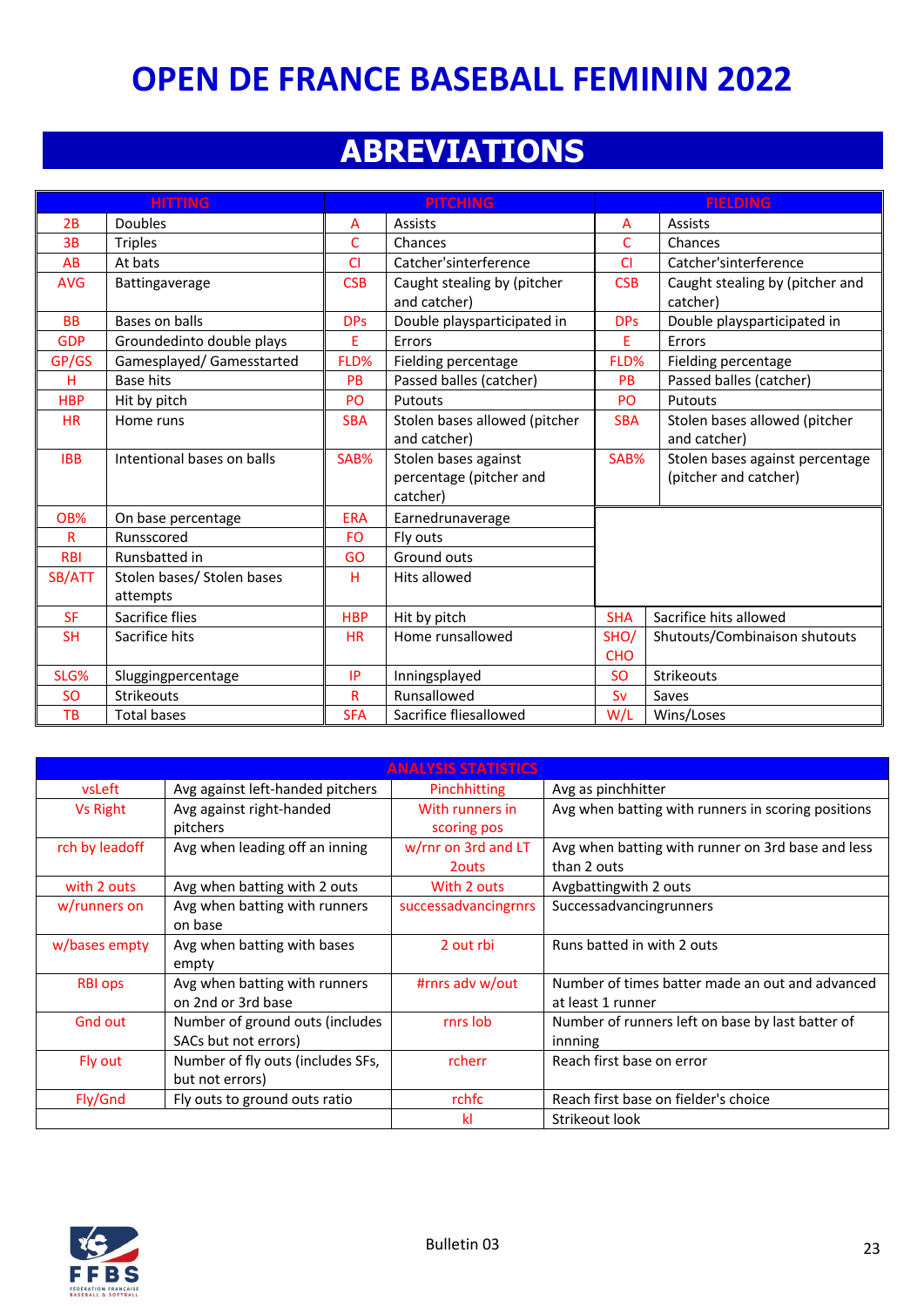# OPEN DE FRANCE BASEBALL FEMININ 2022

## ABREVIATIONS

| HITTING | | PITCHING | | FIELDING | |
|---|---|---|---|---|---|
| 2B | Doubles | A | Assists | A | Assists |
| 3B | Triples | C | Chances | C | Chances |
| AB | At bats | CI | Catcher'sinterference | CI | Catcher'sinterference |
| AVG | Battingaverage | CSB | Caught stealing by (pitcher and catcher) | CSB | Caught stealing by (pitcher and catcher) |
| BB | Bases on balls | DPs | Double playsparticipated in | DPs | Double playsparticipated in |
| GDP | Groundedinto double plays | E | Errors | E | Errors |
| GP/GS | Gamesplayed/ Gamesstarted | FLD% | Fielding percentage | FLD% | Fielding percentage |
| H | Base hits | PB | Passed balles (catcher) | PB | Passed balles (catcher) |
| HBP | Hit by pitch | PO | Putouts | PO | Putouts |
| HR | Home runs | SBA | Stolen bases allowed (pitcher and catcher) | SBA | Stolen bases allowed (pitcher and catcher) |
| IBB | Intentional bases on balls | SAB% | Stolen bases against percentage (pitcher and catcher) | SAB% | Stolen bases against percentage (pitcher and catcher) |
| OB% | On base percentage | ERA | Earnedrunaverage | | |
| R | Runsscored | FO | Fly outs | | |
| RBI | Runsbatted in | GO | Ground outs | | |
| SB/ATT | Stolen bases/ Stolen bases attempts | H | Hits allowed | | |
| SF | Sacrifice flies | HBP | Hit by pitch | SHA | Sacrifice hits allowed |
| SH | Sacrifice hits | HR | Home runsallowed | SHO/ CHO | Shutouts/Combinaison shutouts |
| SLG% | Sluggingpercentage | IP | Inningsplayed | SO | Strikeouts |
| SO | Strikeouts | R | Runsallowed | Sv | Saves |
| TB | Total bases | SFA | Sacrifice fliesallowed | W/L | Wins/Loses |

| ANALYSIS STATISTICS | | | |
|---|---|---|---|
| vsLeft | Avg against left-handed pitchers | Pinchhitting | Avg as pinchhitter |
| Vs Right | Avg against right-handed pitchers | With runners in scoring pos | Avg when batting with runners in scoring positions |
| rch by leadoff | Avg when leading off an inning | w/rnr on 3rd and LT 2outs | Avg when batting with runner on 3rd base and less than 2 outs |
| with 2 outs | Avg when batting with 2 outs | With 2 outs | Avgbattingwith 2 outs |
| w/runners on | Avg when batting with runners on base | successadvancingrnrs | Successadvancingrunners |
| w/bases empty | Avg when batting with bases empty | 2 out rbi | Runs batted in with 2 outs |
| RBI ops | Avg when batting with runners on 2nd or 3rd base | #rnrs adv w/out | Number of times batter made an out and advanced at least 1 runner |
| Gnd out | Number of ground outs (includes SACs but not errors) | rnrs lob | Number of runners left on base by last batter of innning |
| Fly out | Number of fly outs (includes SFs, but not errors) | rcherr | Reach first base on error |
| Fly/Gnd | Fly outs to ground outs ratio | rchfc | Reach first base on fielder's choice |
| | | kl | Strikeout look |

Bulletin 03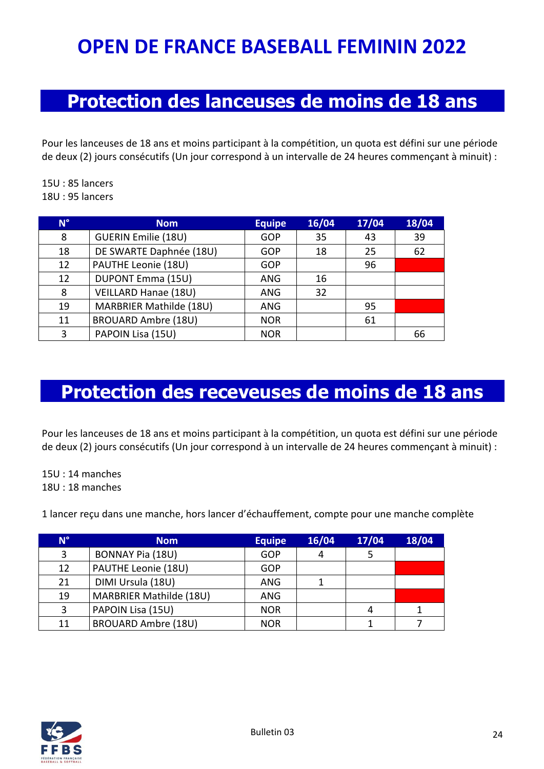# OPEN DE FRANCE BASEBALL FEMININ 2022

## Protection des lanceuses de moins de 18 ans

Pour les lanceuses de 18 ans et moins participant à la compétition, un quota est défini sur une période de deux (2) jours consécutifs (Un jour correspond à un intervalle de 24 heures commençant à minuit) :

15U : 85 lancers
18U : 95 lancers

| N° | Nom | Equipe | 16/04 | 17/04 | 18/04 |
|---|---|---|---|---|---|
| 8 | GUERIN Emilie (18U) | GOP | 35 | 43 | 39 |
| 18 | DE SWARTE Daphnée (18U) | GOP | 18 | 25 | 62 |
| 12 | PAUTHE Leonie (18U) | GOP | | 96 | |
| 12 | DUPONT Emma (15U) | ANG | 16 | | |
| 8 | VEILLARD Hanae (18U) | ANG | 32 | | |
| 19 | MARBRIER Mathilde (18U) | ANG | | 95 | |
| 11 | BROUARD Ambre (18U) | NOR | | 61 | |
| 3 | PAPOIN Lisa (15U) | NOR | | | 66 |

## Protection des receveuses de moins de 18 ans

Pour les lanceuses de 18 ans et moins participant à la compétition, un quota est défini sur une période de deux (2) jours consécutifs (Un jour correspond à un intervalle de 24 heures commençant à minuit) :

15U : 14 manches
18U : 18 manches

1 lancer reçu dans une manche, hors lancer d'échauffement, compte pour une manche complète

| N° | Nom | Equipe | 16/04 | 17/04 | 18/04 |
|---|---|---|---|---|---|
| 3 | BONNAY Pia (18U) | GOP | 4 | 5 | |
| 12 | PAUTHE Leonie (18U) | GOP | | | |
| 21 | DIMI Ursula (18U) | ANG | 1 | | |
| 19 | MARBRIER Mathilde (18U) | ANG | | | |
| 3 | PAPOIN Lisa (15U) | NOR | | 4 | 1 |
| 11 | BROUARD Ambre (18U) | NOR | | 1 | 7 |

Bulletin 03